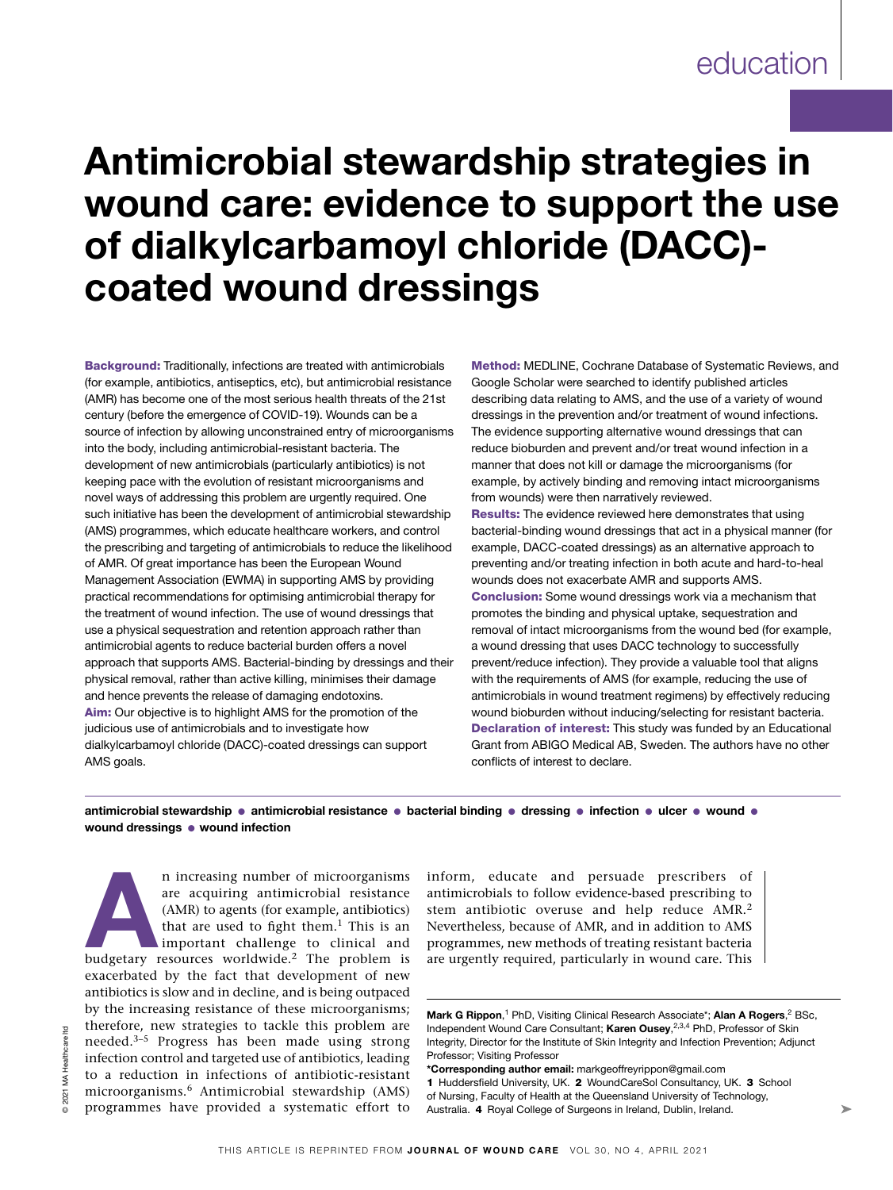# Antimicrobial stewardship strategies in wound care: evidence to support the use of dialkylcarbamoyl chloride (DACC)-coated wound dressings

**Background:** Traditionally, infections are treated with antimicrobials (for example, antibiotics, antiseptics, etc), but antimicrobial resistance (AMR) has become one of the most serious health threats of the 21st century (before the emergence of COVID-19). Wounds can be a source of infection by allowing unconstrained entry of microorganisms into the body, including antimicrobial-resistant bacteria. The development of new antimicrobials (particularly antibiotics) is not keeping pace with the evolution of resistant microorganisms and novel ways of addressing this problem are urgently required. One such initiative has been the development of antimicrobial stewardship (AMS) programmes, which educate healthcare workers, and control the prescribing and targeting of antimicrobials to reduce the likelihood of AMR. Of great importance has been the European Wound Management Association (EWMA) in supporting AMS by providing practical recommendations for optimising antimicrobial therapy for the treatment of wound infection. The use of wound dressings that use a physical sequestration and retention approach rather than antimicrobial agents to reduce bacterial burden offers a novel approach that supports AMS. Bacterial-binding by dressings and their physical removal, rather than active killing, minimises their damage and hence prevents the release of damaging endotoxins.

**Aim:** Our objective is to highlight AMS for the promotion of the judicious use of antimicrobials and to investigate how dialkylcarbamoyl chloride (DACC)-coated dressings can support AMS goals.

**Method:** MEDLINE, Cochrane Database of Systematic Reviews, and Google Scholar were searched to identify published articles describing data relating to AMS, and the use of a variety of wound dressings in the prevention and/or treatment of wound infections. The evidence supporting alternative wound dressings that can reduce bioburden and prevent and/or treat wound infection in a manner that does not kill or damage the microorganisms (for example, by actively binding and removing intact microorganisms from wounds) were then narratively reviewed.

**Results:** The evidence reviewed here demonstrates that using bacterial-binding wound dressings that act in a physical manner (for example, DACC-coated dressings) as an alternative approach to preventing and/or treating infection in both acute and hard-to-heal wounds does not exacerbate AMR and supports AMS.

**Conclusion:** Some wound dressings work via a mechanism that promotes the binding and physical uptake, sequestration and removal of intact microorganisms from the wound bed (for example, a wound dressing that uses DACC technology to successfully prevent/reduce infection). They provide a valuable tool that aligns with the requirements of AMS (for example, reducing the use of antimicrobials in wound treatment regimens) by effectively reducing wound bioburden without inducing/selecting for resistant bacteria.

**Declaration of interest:** This study was funded by an Educational Grant from ABIGO Medical AB, Sweden. The authors have no other conflicts of interest to declare.

**antimicrobial stewardship • antimicrobial resistance • bacterial binding • dressing • infection • ulcer • wound • wound dressings • wound infection**

An increasing number of microorganisms are acquiring antimicrobial resistance (AMR) to agents (for example, antibiotics) that are used to fight them.[1] This is an important challenge to clinical and budgetary resources worldwide.[2] The problem is exacerbated by the fact that development of new antibiotics is slow and in decline, and is being outpaced by the increasing resistance of these microorganisms; therefore, new strategies to tackle this problem are needed.[3–5] Progress has been made using strong infection control and targeted use of antibiotics, leading to a reduction in infections of antibiotic-resistant microorganisms.[6] Antimicrobial stewardship (AMS) programmes have provided a systematic effort to inform, educate and persuade prescribers of antimicrobials to follow evidence-based prescribing to stem antibiotic overuse and help reduce AMR.[2] Nevertheless, because of AMR, and in addition to AMS programmes, new methods of treating resistant bacteria are urgently required, particularly in wound care. This

**Mark G Rippon**,[1] PhD, Visiting Clinical Research Associate*; **Alan A Rogers**,[2] BSc, Independent Wound Care Consultant; **Karen Ousey**,[2,3,4] PhD, Professor of Skin Integrity, Director for the Institute of Skin Integrity and Infection Prevention; Adjunct Professor; Visiting Professor

*Corresponding author email: markgeoffreyrippon@gmail.com

1 Huddersfield University, UK. 2 WoundCareSol Consultancy, UK. 3 School of Nursing, Faculty of Health at the Queensland University of Technology, Australia. 4 Royal College of Surgeons in Ireland, Dublin, Ireland.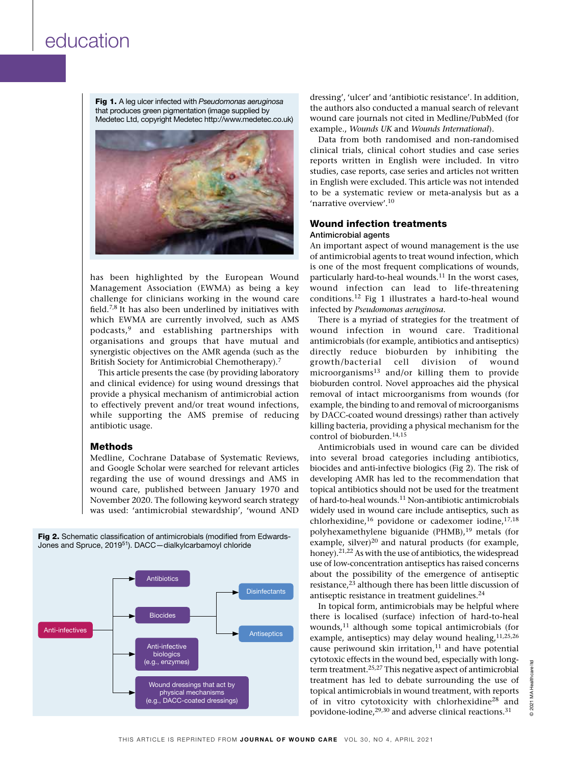Fig 1. A leg ulcer infected with *Pseudomonas aeruginosa* that produces green pigmentation (image supplied by Medetec Ltd, copyright Medetec http://www.medetec.co.uk)

has been highlighted by the European Wound Management Association (EWMA) as being a key challenge for clinicians working in the wound care field.[7,8] It has also been underlined by initiatives with which EWMA are currently involved, such as AMS podcasts,[9] and establishing partnerships with organisations and groups that have mutual and synergistic objectives on the AMR agenda (such as the British Society for Antimicrobial Chemotherapy).[7]

This article presents the case (by providing laboratory and clinical evidence) for using wound dressings that provide a physical mechanism of antimicrobial action to effectively prevent and/or treat wound infections, while supporting the AMS premise of reducing antibiotic usage.

## Methods

Medline, Cochrane Database of Systematic Reviews, and Google Scholar were searched for relevant articles regarding the use of wound dressings and AMS in wound care, published between January 1970 and November 2020. The following keyword search strategy was used: 'antimicrobial stewardship', 'wound AND dressing', 'ulcer' and 'antibiotic resistance'. In addition, the authors also conducted a manual search of relevant wound care journals not cited in Medline/PubMed (for example., *Wounds UK* and *Wounds International*).

Data from both randomised and non-randomised clinical trials, clinical cohort studies and case series reports written in English were included. In vitro studies, case reports, case series and articles not written in English were excluded. This article was not intended to be a systematic review or meta-analysis but as a 'narrative overview'.[10]

Fig 2. Schematic classification of antimicrobials (modified from Edwards-Jones and Spruce, 2019[51]). DACC—dialkylcarbamoyl chloride

- Anti-infectives
  - Antibiotics
  - Biocides
    - Disinfectants
    - Antiseptics
  - Anti-infective biologics (e.g., enzymes)
  - Wound dressings that act by physical mechanisms (e.g., DACC-coated dressings)

## Wound infection treatments

### Antimicrobial agents

An important aspect of wound management is the use of antimicrobial agents to treat wound infection, which is one of the most frequent complications of wounds, particularly hard-to-heal wounds.[11] In the worst cases, wound infection can lead to life-threatening conditions.[12] Fig 1 illustrates a hard-to-heal wound infected by *Pseudomonas aeruginosa*.

There is a myriad of strategies for the treatment of wound infection in wound care. Traditional antimicrobials (for example, antibiotics and antiseptics) directly reduce bioburden by inhibiting the growth/bacterial cell division of wound microorganisms[13] and/or killing them to provide bioburden control. Novel approaches aid the physical removal of intact microorganisms from wounds (for example, the binding to and removal of microorganisms by DACC-coated wound dressings) rather than actively killing bacteria, providing a physical mechanism for the control of bioburden.[14,15]

Antimicrobials used in wound care can be divided into several broad categories including antibiotics, biocides and anti-infective biologics (Fig 2). The risk of developing AMR has led to the recommendation that topical antibiotics should not be used for the treatment of hard-to-heal wounds.[11] Non-antibiotic antimicrobials widely used in wound care include antiseptics, such as chlorhexidine,[16] povidone or cadexomer iodine,[17,18] polyhexamethylene biguanide (PHMB),[19] metals (for example, silver)[20] and natural products (for example, honey).[21,22] As with the use of antibiotics, the widespread use of low-concentration antiseptics has raised concerns about the possibility of the emergence of antiseptic resistance,[23] although there has been little discussion of antiseptic resistance in treatment guidelines.[24]

In topical form, antimicrobials may be helpful where there is localised (surface) infection of hard-to-heal wounds,[11] although some topical antimicrobials (for example, antiseptics) may delay wound healing,[11,25,26] cause periwound skin irritation,[11] and have potential cytotoxic effects in the wound bed, especially with long-term treatment.[25,27] This negative aspect of antimicrobial treatment has led to debate surrounding the use of topical antimicrobials in wound treatment, with reports of in vitro cytotoxicity with chlorhexidine[28] and povidone-iodine,[29,30] and adverse clinical reactions.[31]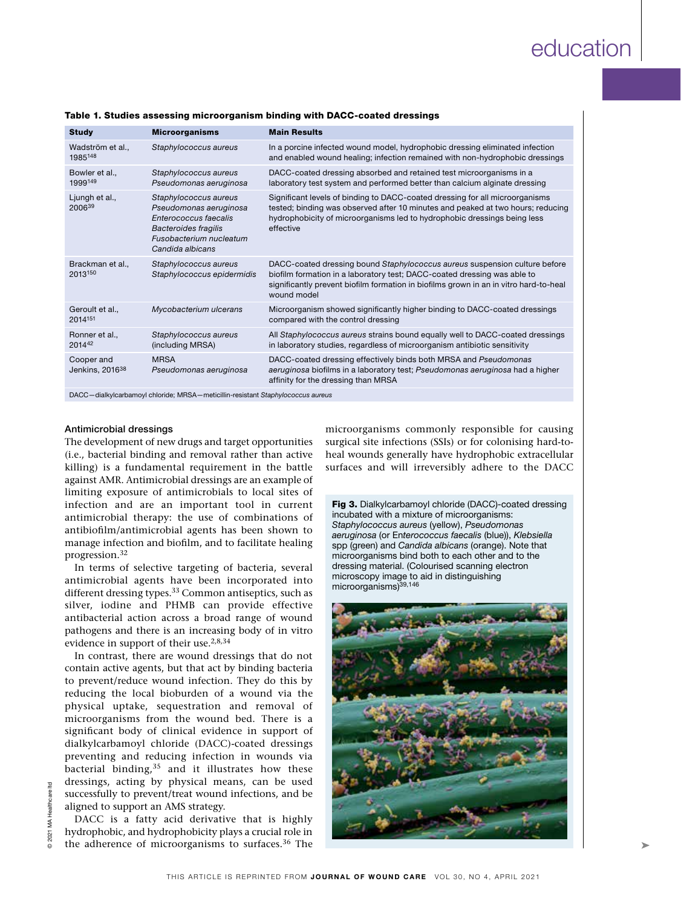**Table 1. Studies assessing microorganism binding with DACC-coated dressings**

| Study | Microorganisms | Main Results |
|---|---|---|
| Wadström et al., 1985[148] | *Staphylococcus aureus* | In a porcine infected wound model, hydrophobic dressing eliminated infection and enabled wound healing; infection remained with non-hydrophobic dressings |
| Bowler et al., 1999[149] | *Staphylococcus aureus* *Pseudomonas aeruginosa* | DACC-coated dressing absorbed and retained test microorganisms in a laboratory test system and performed better than calcium alginate dressing |
| Ljungh et al., 2006[39] | *Staphylococcus aureus* *Pseudomonas aeruginosa* *Enterococcus faecalis* *Bacteroides fragilis* *Fusobacterium nucleatum* *Candida albicans* | Significant levels of binding to DACC-coated dressing for all microorganisms tested; binding was observed after 10 minutes and peaked at two hours; reducing hydrophobicity of microorganisms led to hydrophobic dressings being less effective |
| Brackman et al., 2013[150] | *Staphylococcus aureus* *Staphylococcus epidermidis* | DACC-coated dressing bound *Staphylococcus aureus* suspension culture before biofilm formation in a laboratory test; DACC-coated dressing was able to significantly prevent biofilm formation in biofilms grown in an in vitro hard-to-heal wound model |
| Geroult et al., 2014[151] | *Mycobacterium ulcerans* | Microorganism showed significantly higher binding to DACC-coated dressings compared with the control dressing |
| Ronner et al., 2014[42] | *Staphylococcus aureus* (including MRSA) | All *Staphylococcus aureus* strains bound equally well to DACC-coated dressings in laboratory studies, regardless of microorganism antibiotic sensitivity |
| Cooper and Jenkins, 2016[38] | MRSA *Pseudomonas aeruginosa* | DACC-coated dressing effectively binds both MRSA and *Pseudomonas aeruginosa* biofilms in a laboratory test; *Pseudomonas aeruginosa* had a higher affinity for the dressing than MRSA |

DACC—dialkylcarbamoyl chloride; MRSA—meticillin-resistant *Staphylococcus aureus*

### Antimicrobial dressings

The development of new drugs and target opportunities (i.e., bacterial binding and removal rather than active killing) is a fundamental requirement in the battle against AMR. Antimicrobial dressings are an example of limiting exposure of antimicrobials to local sites of infection and are an important tool in current antimicrobial therapy: the use of combinations of antibiofilm/antimicrobial agents has been shown to manage infection and biofilm, and to facilitate healing progression.[32]

In terms of selective targeting of bacteria, several antimicrobial agents have been incorporated into different dressing types.[33] Common antiseptics, such as silver, iodine and PHMB can provide effective antibacterial action across a broad range of wound pathogens and there is an increasing body of in vitro evidence in support of their use.[2,8,34]

In contrast, there are wound dressings that do not contain active agents, but that act by binding bacteria to prevent/reduce wound infection. They do this by reducing the local bioburden of a wound via the physical uptake, sequestration and removal of microorganisms from the wound bed. There is a significant body of clinical evidence in support of dialkylcarbamoyl chloride (DACC)-coated dressings preventing and reducing infection in wounds via bacterial binding,[35] and it illustrates how these dressings, acting by physical means, can be used successfully to prevent/treat wound infections, and be aligned to support an AMS strategy.

DACC is a fatty acid derivative that is highly hydrophobic, and hydrophobicity plays a crucial role in the adherence of microorganisms to surfaces.[36] The microorganisms commonly responsible for causing surgical site infections (SSIs) or for colonising hard-to-heal wounds generally have hydrophobic extracellular surfaces and will irreversibly adhere to the DACC

**Fig 3.** Dialkylcarbamoyl chloride (DACC)-coated dressing incubated with a mixture of microorganisms: *Staphylococcus aureus* (yellow), *Pseudomonas aeruginosa* (or Enterococcus faecalis (blue)), *Klebsiella* spp (green) and *Candida albicans* (orange). Note that microorganisms bind both to each other and to the dressing material. (Colourised scanning electron microscopy image to aid in distinguishing microorganisms)[39,146]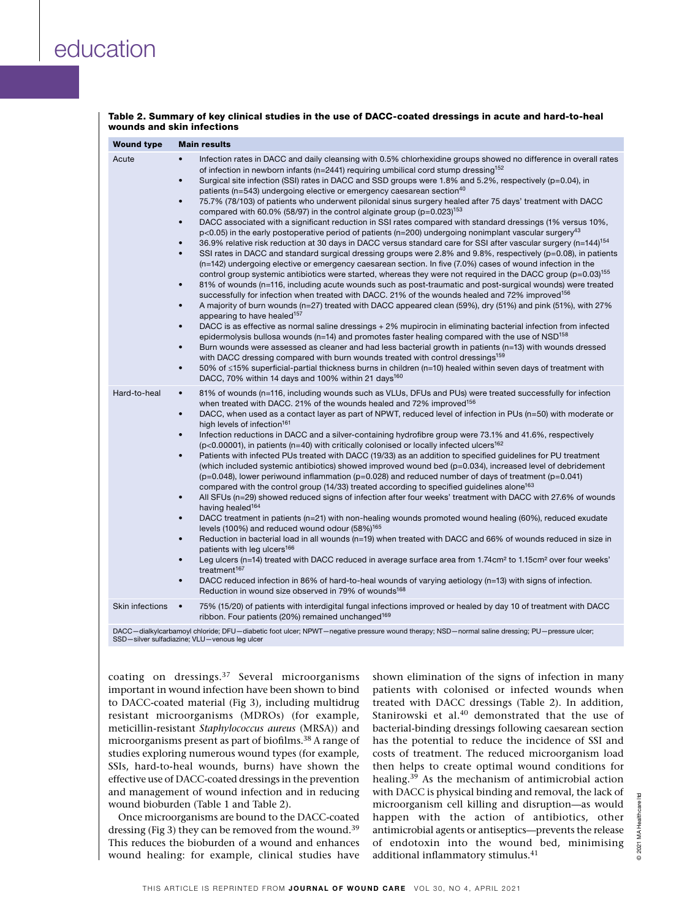**Table 2. Summary of key clinical studies in the use of DACC-coated dressings in acute and hard-to-heal wounds and skin infections**

| Wound type | Main results |
|---|---|
| Acute | • Infection rates in DACC and daily cleansing with 0.5% chlorhexidine groups showed no difference in overall rates of infection in newborn infants (n=2441) requiring umbilical cord stump dressing[152] <br> • Surgical site infection (SSI) rates in DACC and SSD groups were 1.8% and 5.2%, respectively (p=0.04), in patients (n=543) undergoing elective or emergency caesarean section[40] <br> • 75.7% (78/103) of patients who underwent pilonidal sinus surgery healed after 75 days' treatment with DACC compared with 60.0% (58/97) in the control alginate group (p=0.023)[153] <br> • DACC associated with a significant reduction in SSI rates compared with standard dressings (1% versus 10%, p<0.05) in the early postoperative period of patients (n=200) undergoing nonimplant vascular surgery[43] <br> • 36.9% relative risk reduction at 30 days in DACC versus standard care for SSI after vascular surgery (n=144)[154] <br> • SSI rates in DACC and standard surgical dressing groups were 2.8% and 9.8%, respectively (p=0.08), in patients (n=142) undergoing elective or emergency caesarean section. In five (7.0%) cases of wound infection in the control group systemic antibiotics were started, whereas they were not required in the DACC group (p=0.03)[155] <br> • 81% of wounds (n=116, including acute wounds such as post-traumatic and post-surgical wounds) were treated successfully for infection when treated with DACC. 21% of the wounds healed and 72% improved[156] <br> • A majority of burn wounds (n=27) treated with DACC appeared clean (59%), dry (51%) and pink (51%), with 27% appearing to have healed[157] <br> • DACC is as effective as normal saline dressings + 2% mupirocin in eliminating bacterial infection from infected epidermolysis bullosa wounds (n=14) and promotes faster healing compared with the use of NSD[158] <br> • Burn wounds were assessed as cleaner and had less bacterial growth in patients (n=13) with wounds dressed with DACC dressing compared with burn wounds treated with control dressings[159] <br> • 50% of ≤15% superficial-partial thickness burns in children (n=10) healed within seven days of treatment with DACC, 70% within 14 days and 100% within 21 days[160] |
| Hard-to-heal | • 81% of wounds (n=116, including wounds such as VLUs, DFUs and PUs) were treated successfully for infection when treated with DACC. 21% of the wounds healed and 72% improved[156] <br> • DACC, when used as a contact layer as part of NPWT, reduced level of infection in PUs (n=50) with moderate or high levels of infection[161] <br> • Infection reductions in DACC and a silver-containing hydrofibre group were 73.1% and 41.6%, respectively (p<0.00001), in patients (n=40) with critically colonised or locally infected ulcers[162] <br> • Patients with infected PUs treated with DACC (19/33) as an addition to specified guidelines for PU treatment (which included systemic antibiotics) showed improved wound bed (p=0.034), increased level of debridement (p=0.048), lower periwound inflammation (p=0.028) and reduced number of days of treatment (p=0.041) compared with the control group (14/33) treated according to specified guidelines alone[163] <br> • All SFUs (n=29) showed reduced signs of infection after four weeks' treatment with DACC with 27.6% of wounds having healed[164] <br> • DACC treatment in patients (n=21) with non-healing wounds promoted wound healing (60%), reduced exudate levels (100%) and reduced wound odour (58%)[165] <br> • Reduction in bacterial load in all wounds (n=19) when treated with DACC and 66% of wounds reduced in size in patients with leg ulcers[166] <br> • Leg ulcers (n=14) treated with DACC reduced in average surface area from 1.74cm² to 1.15cm² over four weeks' treatment[167] <br> • DACC reduced infection in 86% of hard-to-heal wounds of varying aetiology (n=13) with signs of infection. Reduction in wound size observed in 79% of wounds[168] |
| Skin infections | • 75% (15/20) of patients with interdigital fungal infections improved or healed by day 10 of treatment with DACC ribbon. Four patients (20%) remained unchanged[169] |

DACC—dialkylcarbamoyl chloride; DFU—diabetic foot ulcer; NPWT—negative pressure wound therapy; NSD—normal saline dressing; PU—pressure ulcer; SSD—silver sulfadiazine; VLU—venous leg ulcer

coating on dressings.[37] Several microorganisms important in wound infection have been shown to bind to DACC-coated material (Fig 3), including multidrug resistant microorganisms (MDROs) (for example, meticillin-resistant *Staphylococcus aureus* (MRSA)) and microorganisms present as part of biofilms.[38] A range of studies exploring numerous wound types (for example, SSIs, hard-to-heal wounds, burns) have shown the effective use of DACC-coated dressings in the prevention and management of wound infection and in reducing wound bioburden (Table 1 and Table 2).

Once microorganisms are bound to the DACC-coated dressing (Fig 3) they can be removed from the wound.[39] This reduces the bioburden of a wound and enhances wound healing: for example, clinical studies have shown elimination of the signs of infection in many patients with colonised or infected wounds when treated with DACC dressings (Table 2). In addition, Stanirowski et al.[40] demonstrated that the use of bacterial-binding dressings following caesarean section has the potential to reduce the incidence of SSI and costs of treatment. The reduced microorganism load then helps to create optimal wound conditions for healing.[39] As the mechanism of antimicrobial action with DACC is physical binding and removal, the lack of microorganism cell killing and disruption—as would happen with the action of antibiotics, other antimicrobial agents or antiseptics—prevents the release of endotoxin into the wound bed, minimising additional inflammatory stimulus.[41]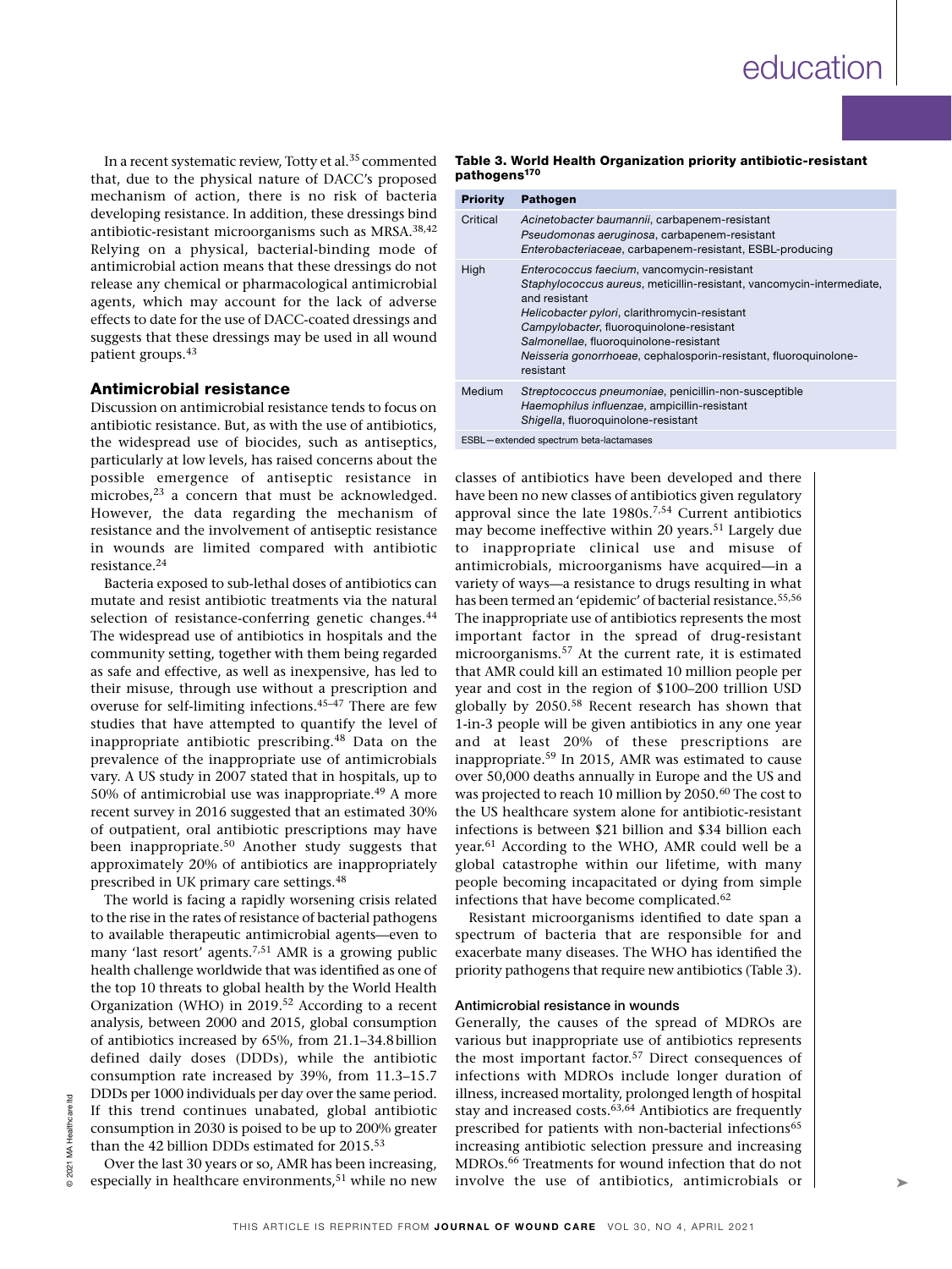In a recent systematic review, Totty et al.[35] commented that, due to the physical nature of DACC's proposed mechanism of action, there is no risk of bacteria developing resistance. In addition, these dressings bind antibiotic-resistant microorganisms such as MRSA.[38,42] Relying on a physical, bacterial-binding mode of antimicrobial action means that these dressings do not release any chemical or pharmacological antimicrobial agents, which may account for the lack of adverse effects to date for the use of DACC-coated dressings and suggests that these dressings may be used in all wound patient groups.[43]

## Antimicrobial resistance

Discussion on antimicrobial resistance tends to focus on antibiotic resistance. But, as with the use of antibiotics, the widespread use of biocides, such as antiseptics, particularly at low levels, has raised concerns about the possible emergence of antiseptic resistance in microbes,[23] a concern that must be acknowledged. However, the data regarding the mechanism of resistance and the involvement of antiseptic resistance in wounds are limited compared with antibiotic resistance.[24]

Bacteria exposed to sub-lethal doses of antibiotics can mutate and resist antibiotic treatments via the natural selection of resistance-conferring genetic changes.[44] The widespread use of antibiotics in hospitals and the community setting, together with them being regarded as safe and effective, as well as inexpensive, has led to their misuse, through use without a prescription and overuse for self-limiting infections.[45–47] There are few studies that have attempted to quantify the level of inappropriate antibiotic prescribing.[48] Data on the prevalence of the inappropriate use of antimicrobials vary. A US study in 2007 stated that in hospitals, up to 50% of antimicrobial use was inappropriate.[49] A more recent survey in 2016 suggested that an estimated 30% of outpatient, oral antibiotic prescriptions may have been inappropriate.[50] Another study suggests that approximately 20% of antibiotics are inappropriately prescribed in UK primary care settings.[48]

The world is facing a rapidly worsening crisis related to the rise in the rates of resistance of bacterial pathogens to available therapeutic antimicrobial agents—even to many 'last resort' agents.[7,51] AMR is a growing public health challenge worldwide that was identified as one of the top 10 threats to global health by the World Health Organization (WHO) in 2019.[52] According to a recent analysis, between 2000 and 2015, global consumption of antibiotics increased by 65%, from 21.1–34.8 billion defined daily doses (DDDs), while the antibiotic consumption rate increased by 39%, from 11.3–15.7 DDDs per 1000 individuals per day over the same period. If this trend continues unabated, global antibiotic consumption in 2030 is poised to be up to 200% greater than the 42 billion DDDs estimated for 2015.[53]

Over the last 30 years or so, AMR has been increasing, especially in healthcare environments,[51] while no new classes of antibiotics have been developed and there have been no new classes of antibiotics given regulatory approval since the late 1980s.[7,54] Current antibiotics may become ineffective within 20 years.[51] Largely due to inappropriate clinical use and misuse of antimicrobials, microorganisms have acquired—in a variety of ways—a resistance to drugs resulting in what has been termed an 'epidemic' of bacterial resistance.[55,56] The inappropriate use of antibiotics represents the most important factor in the spread of drug-resistant microorganisms.[57] At the current rate, it is estimated that AMR could kill an estimated 10 million people per year and cost in the region of $100–200 trillion USD globally by 2050.[58] Recent research has shown that 1-in-3 people will be given antibiotics in any one year and at least 20% of these prescriptions are inappropriate.[59] In 2015, AMR was estimated to cause over 50,000 deaths annually in Europe and the US and was projected to reach 10 million by 2050.[60] The cost to the US healthcare system alone for antibiotic-resistant infections is between $21 billion and $34 billion each year.[61] According to the WHO, AMR could well be a global catastrophe within our lifetime, with many people becoming incapacitated or dying from simple infections that have become complicated.[62]

Resistant microorganisms identified to date span a spectrum of bacteria that are responsible for and exacerbate many diseases. The WHO has identified the priority pathogens that require new antibiotics (Table 3).

**Table 3. World Health Organization priority antibiotic-resistant pathogens[170]**

| Priority | Pathogen |
|---|---|
| Critical | *Acinetobacter baumannii*, carbapenem-resistant<br>*Pseudomonas aeruginosa*, carbapenem-resistant<br>*Enterobacteriaceae*, carbapenem-resistant, ESBL-producing |
| High | *Enterococcus faecium*, vancomycin-resistant<br>*Staphylococcus aureus*, meticillin-resistant, vancomycin-intermediate, and resistant<br>*Helicobacter pylori*, clarithromycin-resistant<br>*Campylobacter*, fluoroquinolone-resistant<br>*Salmonellae*, fluoroquinolone-resistant<br>*Neisseria gonorrhoeae*, cephalosporin-resistant, fluoroquinolone-resistant |
| Medium | *Streptococcus pneumoniae*, penicillin-non-susceptible<br>*Haemophilus influenzae*, ampicillin-resistant<br>*Shigella*, fluoroquinolone-resistant |

ESBL—extended spectrum beta-lactamases

### Antimicrobial resistance in wounds

Generally, the causes of the spread of MDROs are various but inappropriate use of antibiotics represents the most important factor.[57] Direct consequences of infections with MDROs include longer duration of illness, increased mortality, prolonged length of hospital stay and increased costs.[63,64] Antibiotics are frequently prescribed for patients with non-bacterial infections[65] increasing antibiotic selection pressure and increasing MDROs.[66] Treatments for wound infection that do not involve the use of antibiotics, antimicrobials or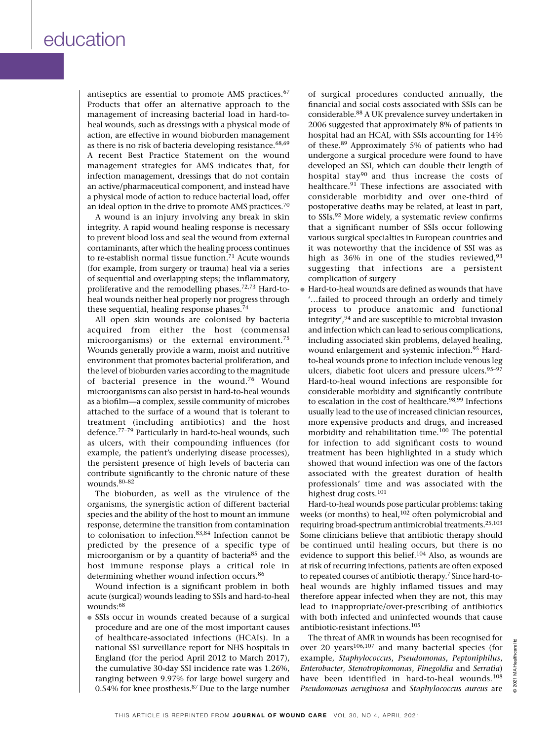antiseptics are essential to promote AMS practices.[67] Products that offer an alternative approach to the management of increasing bacterial load in hard-to-heal wounds, such as dressings with a physical mode of action, are effective in wound bioburden management as there is no risk of bacteria developing resistance.[68,69] A recent Best Practice Statement on the wound management strategies for AMS indicates that, for infection management, dressings that do not contain an active/pharmaceutical component, and instead have a physical mode of action to reduce bacterial load, offer an ideal option in the drive to promote AMS practices.[70]

A wound is an injury involving any break in skin integrity. A rapid wound healing response is necessary to prevent blood loss and seal the wound from external contaminants, after which the healing process continues to re-establish normal tissue function.[71] Acute wounds (for example, from surgery or trauma) heal via a series of sequential and overlapping steps; the inflammatory, proliferative and the remodelling phases.[72,73] Hard-to-heal wounds neither heal properly nor progress through these sequential, healing response phases.[74]

All open skin wounds are colonised by bacteria acquired from either the host (commensal microorganisms) or the external environment.[75] Wounds generally provide a warm, moist and nutritive environment that promotes bacterial proliferation, and the level of bioburden varies according to the magnitude of bacterial presence in the wound.[76] Wound microorganisms can also persist in hard-to-heal wounds as a biofilm—a complex, sessile community of microbes attached to the surface of a wound that is tolerant to treatment (including antibiotics) and the host defence.[77–79] Particularly in hard-to-heal wounds, such as ulcers, with their compounding influences (for example, the patient's underlying disease processes), the persistent presence of high levels of bacteria can contribute significantly to the chronic nature of these wounds.[80–82]

The bioburden, as well as the virulence of the organisms, the synergistic action of different bacterial species and the ability of the host to mount an immune response, determine the transition from contamination to colonisation to infection.[83,84] Infection cannot be predicted by the presence of a specific type of microorganism or by a quantity of bacteria[85] and the host immune response plays a critical role in determining whether wound infection occurs.[86]

Wound infection is a significant problem in both acute (surgical) wounds leading to SSIs and hard-to-heal wounds:[68]

- SSIs occur in wounds created because of a surgical procedure and are one of the most important causes of healthcare-associated infections (HCAIs). In a national SSI surveillance report for NHS hospitals in England (for the period April 2012 to March 2017), the cumulative 30-day SSI incidence rate was 1.26%, ranging between 9.97% for large bowel surgery and 0.54% for knee prosthesis.[87] Due to the large number of surgical procedures conducted annually, the financial and social costs associated with SSIs can be considerable.[88] A UK prevalence survey undertaken in 2006 suggested that approximately 8% of patients in hospital had an HCAI, with SSIs accounting for 14% of these.[89] Approximately 5% of patients who had undergone a surgical procedure were found to have developed an SSI, which can double their length of hospital stay[90] and thus increase the costs of healthcare.[91] These infections are associated with considerable morbidity and over one-third of postoperative deaths may be related, at least in part, to SSIs.[92] More widely, a systematic review confirms that a significant number of SSIs occur following various surgical specialties in European countries and it was noteworthy that the incidence of SSI was as high as 36% in one of the studies reviewed,[93] suggesting that infections are a persistent complication of surgery
- Hard-to-heal wounds are defined as wounds that have '…failed to proceed through an orderly and timely process to produce anatomic and functional integrity',[94] and are susceptible to microbial invasion and infection which can lead to serious complications, including associated skin problems, delayed healing, wound enlargement and systemic infection.[95] Hard-to-heal wounds prone to infection include venous leg ulcers, diabetic foot ulcers and pressure ulcers.[95–97] Hard-to-heal wound infections are responsible for considerable morbidity and significantly contribute to escalation in the cost of healthcare.[98,99] Infections usually lead to the use of increased clinician resources, more expensive products and drugs, and increased morbidity and rehabilitation time.[100] The potential for infection to add significant costs to wound treatment has been highlighted in a study which showed that wound infection was one of the factors associated with the greatest duration of health professionals' time and was associated with the highest drug costs.[101]

Hard-to-heal wounds pose particular problems: taking weeks (or months) to heal,[102] often polymicrobial and requiring broad-spectrum antimicrobial treatments.[25,103] Some clinicians believe that antibiotic therapy should be continued until healing occurs, but there is no evidence to support this belief.[104] Also, as wounds are at risk of recurring infections, patients are often exposed to repeated courses of antibiotic therapy.[7] Since hard-to-heal wounds are highly inflamed tissues and may therefore appear infected when they are not, this may lead to inappropriate/over-prescribing of antibiotics with both infected and uninfected wounds that cause antibiotic-resistant infections.[105]

The threat of AMR in wounds has been recognised for over 20 years[106,107] and many bacterial species (for example, *Staphylococcus*, *Pseudomonas*, *Peptoniphilus*, *Enterobacter*, *Stenotrophomonas*, *Finegoldia* and *Serratia*) have been identified in hard-to-heal wounds.[108] *Pseudomonas aeruginosa* and *Staphylococcus aureus* are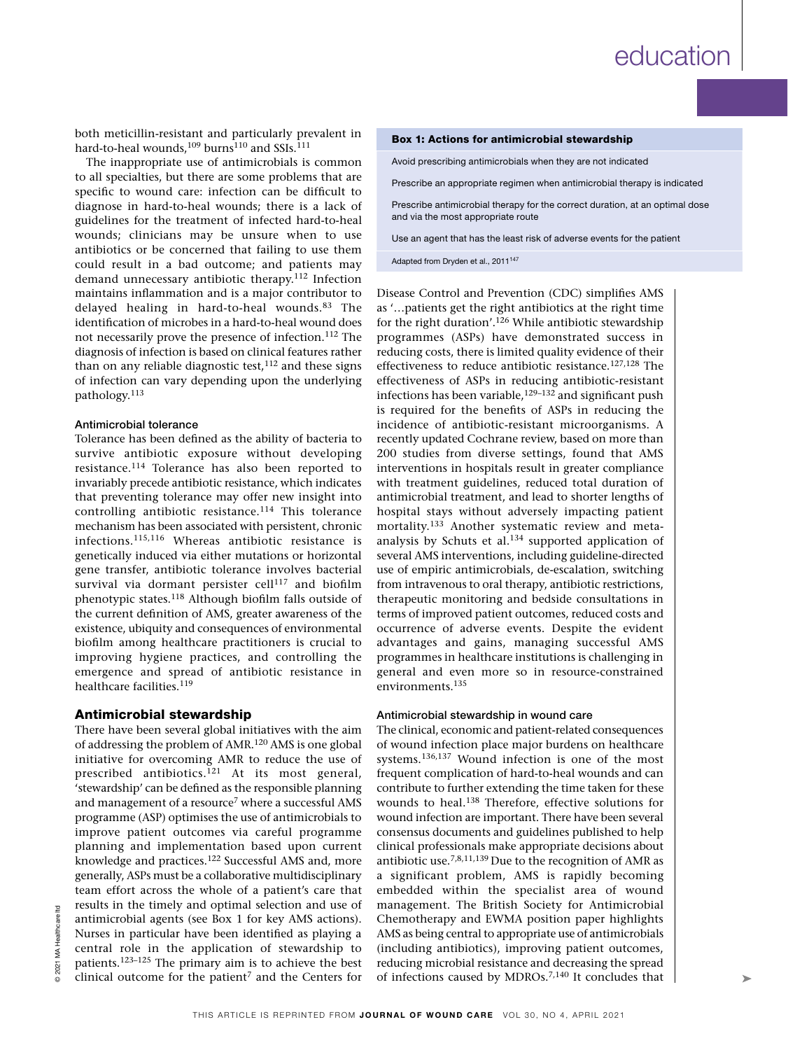both meticillin-resistant and particularly prevalent in hard-to-heal wounds,[109] burns[110] and SSIs.[111]

The inappropriate use of antimicrobials is common to all specialties, but there are some problems that are specific to wound care: infection can be difficult to diagnose in hard-to-heal wounds; there is a lack of guidelines for the treatment of infected hard-to-heal wounds; clinicians may be unsure when to use antibiotics or be concerned that failing to use them could result in a bad outcome; and patients may demand unnecessary antibiotic therapy.[112] Infection maintains inflammation and is a major contributor to delayed healing in hard-to-heal wounds.[83] The identification of microbes in a hard-to-heal wound does not necessarily prove the presence of infection.[112] The diagnosis of infection is based on clinical features rather than on any reliable diagnostic test,[112] and these signs of infection can vary depending upon the underlying pathology.[113]

### Antimicrobial tolerance

Tolerance has been defined as the ability of bacteria to survive antibiotic exposure without developing resistance.[114] Tolerance has also been reported to invariably precede antibiotic resistance, which indicates that preventing tolerance may offer new insight into controlling antibiotic resistance.[114] This tolerance mechanism has been associated with persistent, chronic infections.[115,116] Whereas antibiotic resistance is genetically induced via either mutations or horizontal gene transfer, antibiotic tolerance involves bacterial survival via dormant persister cell[117] and biofilm phenotypic states.[118] Although biofilm falls outside of the current definition of AMS, greater awareness of the existence, ubiquity and consequences of environmental biofilm among healthcare practitioners is crucial to improving hygiene practices, and controlling the emergence and spread of antibiotic resistance in healthcare facilities.[119]

## Antimicrobial stewardship

There have been several global initiatives with the aim of addressing the problem of AMR.[120] AMS is one global initiative for overcoming AMR to reduce the use of prescribed antibiotics.[121] At its most general, 'stewardship' can be defined as the responsible planning and management of a resource[7] where a successful AMS programme (ASP) optimises the use of antimicrobials to improve patient outcomes via careful programme planning and implementation based upon current knowledge and practices.[122] Successful AMS and, more generally, ASPs must be a collaborative multidisciplinary team effort across the whole of a patient's care that results in the timely and optimal selection and use of antimicrobial agents (see Box 1 for key AMS actions). Nurses in particular have been identified as playing a central role in the application of stewardship to patients.[123–125] The primary aim is to achieve the best clinical outcome for the patient[7] and the Centers for Disease Control and Prevention (CDC) simplifies AMS as '...patients get the right antibiotics at the right time for the right duration'.[126] While antibiotic stewardship programmes (ASPs) have demonstrated success in reducing costs, there is limited quality evidence of their effectiveness to reduce antibiotic resistance.[127,128] The effectiveness of ASPs in reducing antibiotic-resistant infections has been variable,[129–132] and significant push is required for the benefits of ASPs in reducing the incidence of antibiotic-resistant microorganisms. A recently updated Cochrane review, based on more than 200 studies from diverse settings, found that AMS interventions in hospitals result in greater compliance with treatment guidelines, reduced total duration of antimicrobial treatment, and lead to shorter lengths of hospital stays without adversely impacting patient mortality.[133] Another systematic review and meta-analysis by Schuts et al.[134] supported application of several AMS interventions, including guideline-directed use of empiric antimicrobials, de-escalation, switching from intravenous to oral therapy, antibiotic restrictions, therapeutic monitoring and bedside consultations in terms of improved patient outcomes, reduced costs and occurrence of adverse events. Despite the evident advantages and gains, managing successful AMS programmes in healthcare institutions is challenging in general and even more so in resource-constrained environments.[135]

**Box 1: Actions for antimicrobial stewardship**

- Avoid prescribing antimicrobials when they are not indicated
- Prescribe an appropriate regimen when antimicrobial therapy is indicated
- Prescribe antimicrobial therapy for the correct duration, at an optimal dose and via the most appropriate route
- Use an agent that has the least risk of adverse events for the patient

Adapted from Dryden et al., 2011[147]

### Antimicrobial stewardship in wound care

The clinical, economic and patient-related consequences of wound infection place major burdens on healthcare systems.[136,137] Wound infection is one of the most frequent complication of hard-to-heal wounds and can contribute to further extending the time taken for these wounds to heal.[138] Therefore, effective solutions for wound infection are important. There have been several consensus documents and guidelines published to help clinical professionals make appropriate decisions about antibiotic use.[7,8,11,139] Due to the recognition of AMR as a significant problem, AMS is rapidly becoming embedded within the specialist area of wound management. The British Society for Antimicrobial Chemotherapy and EWMA position paper highlights AMS as being central to appropriate use of antimicrobials (including antibiotics), improving patient outcomes, reducing microbial resistance and decreasing the spread of infections caused by MDROs.[7,140] It concludes that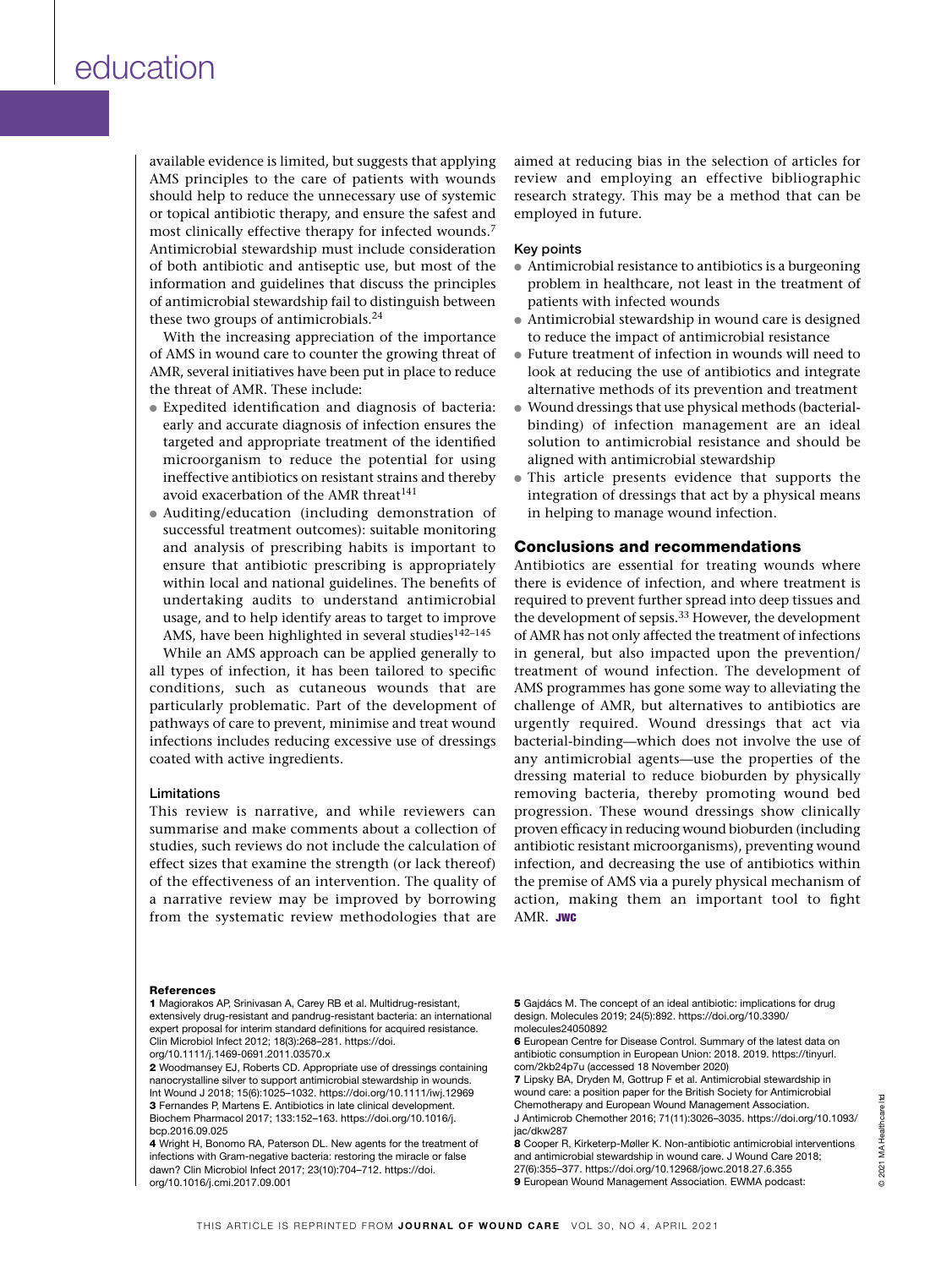available evidence is limited, but suggests that applying AMS principles to the care of patients with wounds should help to reduce the unnecessary use of systemic or topical antibiotic therapy, and ensure the safest and most clinically effective therapy for infected wounds.[7] Antimicrobial stewardship must include consideration of both antibiotic and antiseptic use, but most of the information and guidelines that discuss the principles of antimicrobial stewardship fail to distinguish between these two groups of antimicrobials.[24]

With the increasing appreciation of the importance of AMS in wound care to counter the growing threat of AMR, several initiatives have been put in place to reduce the threat of AMR. These include:

- Expedited identification and diagnosis of bacteria: early and accurate diagnosis of infection ensures the targeted and appropriate treatment of the identified microorganism to reduce the potential for using ineffective antibiotics on resistant strains and thereby avoid exacerbation of the AMR threat[141]
- Auditing/education (including demonstration of successful treatment outcomes): suitable monitoring and analysis of prescribing habits is important to ensure that antibiotic prescribing is appropriately within local and national guidelines. The benefits of undertaking audits to understand antimicrobial usage, and to help identify areas to target to improve AMS, have been highlighted in several studies[142–145]

While an AMS approach can be applied generally to all types of infection, it has been tailored to specific conditions, such as cutaneous wounds that are particularly problematic. Part of the development of pathways of care to prevent, minimise and treat wound infections includes reducing excessive use of dressings coated with active ingredients.

### Limitations

This review is narrative, and while reviewers can summarise and make comments about a collection of studies, such reviews do not include the calculation of effect sizes that examine the strength (or lack thereof) of the effectiveness of an intervention. The quality of a narrative review may be improved by borrowing from the systematic review methodologies that are aimed at reducing bias in the selection of articles for review and employing an effective bibliographic research strategy. This may be a method that can be employed in future.

### Key points

- Antimicrobial resistance to antibiotics is a burgeoning problem in healthcare, not least in the treatment of patients with infected wounds
- Antimicrobial stewardship in wound care is designed to reduce the impact of antimicrobial resistance
- Future treatment of infection in wounds will need to look at reducing the use of antibiotics and integrate alternative methods of its prevention and treatment
- Wound dressings that use physical methods (bacterial-binding) of infection management are an ideal solution to antimicrobial resistance and should be aligned with antimicrobial stewardship
- This article presents evidence that supports the integration of dressings that act by a physical means in helping to manage wound infection.

## Conclusions and recommendations

Antibiotics are essential for treating wounds where there is evidence of infection, and where treatment is required to prevent further spread into deep tissues and the development of sepsis.[33] However, the development of AMR has not only affected the treatment of infections in general, but also impacted upon the prevention/treatment of wound infection. The development of AMS programmes has gone some way to alleviating the challenge of AMR, but alternatives to antibiotics are urgently required. Wound dressings that act via bacterial-binding—which does not involve the use of any antimicrobial agents—use the properties of the dressing material to reduce bioburden by physically removing bacteria, thereby promoting wound bed progression. These wound dressings show clinically proven efficacy in reducing wound bioburden (including antibiotic resistant microorganisms), preventing wound infection, and decreasing the use of antibiotics within the premise of AMS via a purely physical mechanism of action, making them an important tool to fight AMR. **JWC**

### References

**1** Magiorakos AP, Srinivasan A, Carey RB et al. Multidrug-resistant, extensively drug-resistant and pandrug-resistant bacteria: an international expert proposal for interim standard definitions for acquired resistance. Clin Microbiol Infect 2012; 18(3):268–281. https://doi.org/10.1111/j.1469-0691.2011.03570.x

**2** Woodmansey EJ, Roberts CD. Appropriate use of dressings containing nanocrystalline silver to support antimicrobial stewardship in wounds. Int Wound J 2018; 15(6):1025–1032. https://doi.org/10.1111/iwj.12969

**3** Fernandes P, Martens E. Antibiotics in late clinical development. Biochem Pharmacol 2017; 133:152–163. https://doi.org/10.1016/j.bcp.2016.09.025

**4** Wright H, Bonomo RA, Paterson DL. New agents for the treatment of infections with Gram-negative bacteria: restoring the miracle or false dawn? Clin Microbiol Infect 2017; 23(10):704–712. https://doi.org/10.1016/j.cmi.2017.09.001

**5** Gajdács M. The concept of an ideal antibiotic: implications for drug design. Molecules 2019; 24(5):892. https://doi.org/10.3390/molecules24050892

**6** European Centre for Disease Control. Summary of the latest data on antibiotic consumption in European Union: 2018. 2019. https://tinyurl.com/2kb24p7u (accessed 18 November 2020)

**7** Lipsky BA, Dryden M, Gottrup F et al. Antimicrobial stewardship in wound care: a position paper for the British Society for Antimicrobial Chemotherapy and European Wound Management Association. J Antimicrob Chemother 2016; 71(11):3026–3035. https://doi.org/10.1093/jac/dkw287

**8** Cooper R, Kirketerp-Møller K. Non-antibiotic antimicrobial interventions and antimicrobial stewardship in wound care. J Wound Care 2018; 27(6):355–377. https://doi.org/10.12968/jowc.2018.27.6.355

**9** European Wound Management Association. EWMA podcast: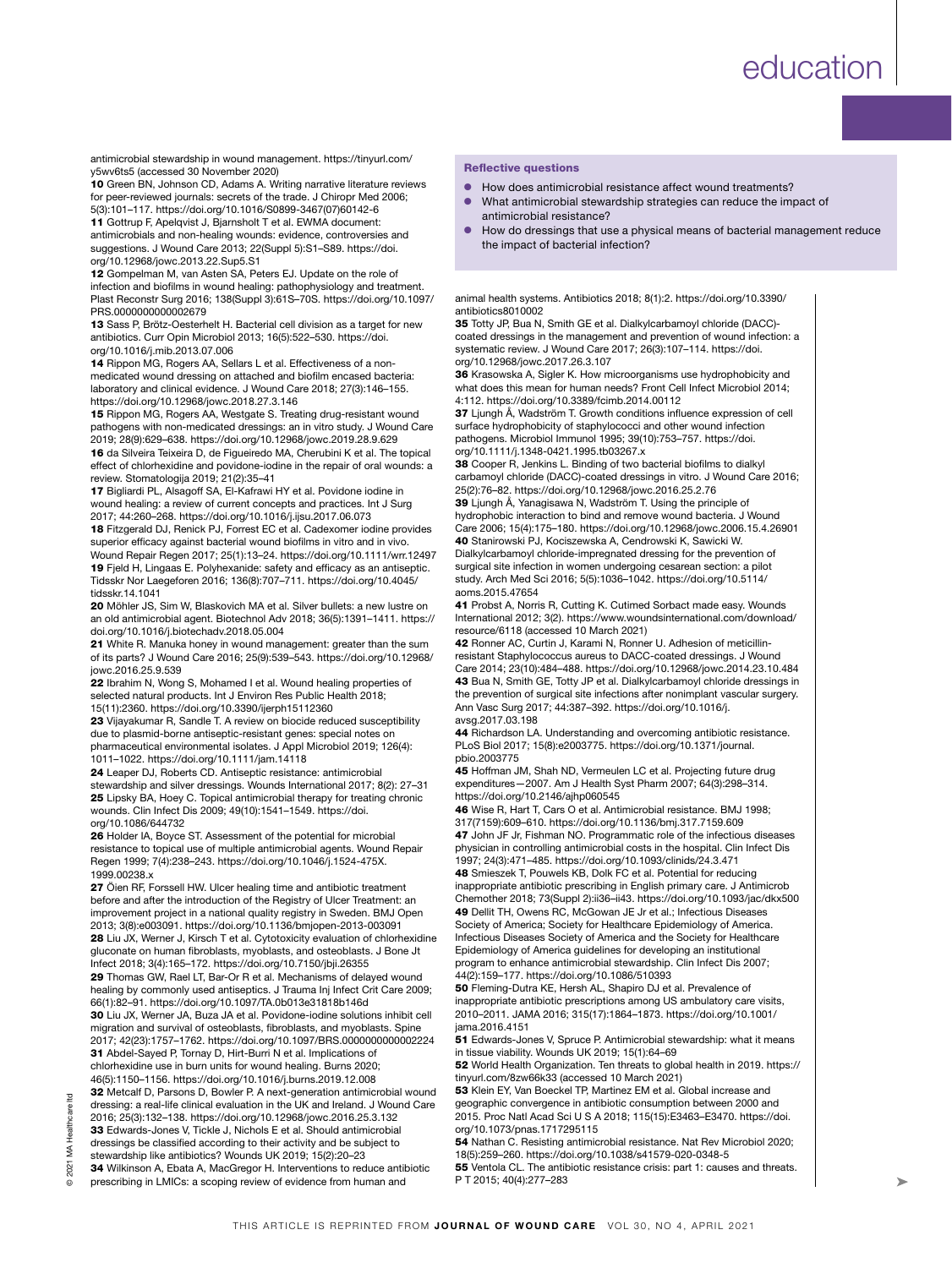antimicrobial stewardship in wound management. https://tinyurl.com/y5wv6ts5 (accessed 30 November 2020)

10 Green BN, Johnson CD, Adams A. Writing narrative literature reviews for peer-reviewed journals: secrets of the trade. J Chiropr Med 2006; 5(3):101–117. https://doi.org/10.1016/S0899-3467(07)60142-6

11 Gottrup F, Apelqvist J, Bjarnsholt T et al. EWMA document: antimicrobials and non-healing wounds: evidence, controversies and suggestions. J Wound Care 2013; 22(Suppl 5):S1–S89. https://doi.org/10.12968/jowc.2013.22.Sup5.S1

12 Gompelman M, van Asten SA, Peters EJ. Update on the role of infection and biofilms in wound healing: pathophysiology and treatment. Plast Reconstr Surg 2016; 138(Suppl 3):61S–70S. https://doi.org/10.1097/PRS.0000000000002679

13 Sass P, Brötz-Oesterhelt H. Bacterial cell division as a target for new antibiotics. Curr Opin Microbiol 2013; 16(5):522–530. https://doi.org/10.1016/j.mib.2013.07.006

14 Rippon MG, Rogers AA, Sellars L et al. Effectiveness of a non-medicated wound dressing on attached and biofilm encased bacteria: laboratory and clinical evidence. J Wound Care 2018; 27(3):146–155. https://doi.org/10.12968/jowc.2018.27.3.146

15 Rippon MG, Rogers AA, Westgate S. Treating drug-resistant wound pathogens with non-medicated dressings: an in vitro study. J Wound Care 2019; 28(9):629–638. https://doi.org/10.12968/jowc.2019.28.9.629

16 da Silveira Teixeira D, de Figueiredo MA, Cherubini K et al. The topical effect of chlorhexidine and povidone-iodine in the repair of oral wounds: a review. Stomatologija 2019; 21(2):35–41

17 Bigliardi PL, Alsagoff SA, El-Kafrawi HY et al. Povidone iodine in wound healing: a review of current concepts and practices. Int J Surg 2017; 44:260–268. https://doi.org/10.1016/j.ijsu.2017.06.073

18 Fitzgerald DJ, Renick PJ, Forrest EC et al. Cadexomer iodine provides superior efficacy against bacterial wound biofilms in vitro and in vivo. Wound Repair Regen 2017; 25(1):13–24. https://doi.org/10.1111/wrr.12497

19 Fjeld H, Lingaas E. Polyhexanide: safety and efficacy as an antiseptic. Tidsskr Nor Laegeforen 2016; 136(8):707–711. https://doi.org/10.4045/tidsskr.14.1041

20 Möhler JS, Sim W, Blaskovich MA et al. Silver bullets: a new lustre on an old antimicrobial agent. Biotechnol Adv 2018; 36(5):1391–1411. https://doi.org/10.1016/j.biotechadv.2018.05.004

21 White R. Manuka honey in wound management: greater than the sum of its parts? J Wound Care 2016; 25(9):539–543. https://doi.org/10.12968/jowc.2016.25.9.539

22 Ibrahim N, Wong S, Mohamed I et al. Wound healing properties of selected natural products. Int J Environ Res Public Health 2018; 15(11):2360. https://doi.org/10.3390/ijerph15112360

23 Vijayakumar R, Sandle T. A review on biocide reduced susceptibility due to plasmid-borne antiseptic-resistant genes: special notes on pharmaceutical environmental isolates. J Appl Microbiol 2019; 126(4): 1011–1022. https://doi.org/10.1111/jam.14118

24 Leaper DJ, Roberts CD. Antiseptic resistance: antimicrobial stewardship and silver dressings. Wounds International 2017; 8(2): 27–31

25 Lipsky BA, Hoey C. Topical antimicrobial therapy for treating chronic wounds. Clin Infect Dis 2009; 49(10):1541–1549. https://doi.org/10.1086/644732

26 Holder IA, Boyce ST. Assessment of the potential for microbial resistance to topical use of multiple antimicrobial agents. Wound Repair Regen 1999; 7(4):238–243. https://doi.org/10.1046/j.1524-475X.1999.00238.x

27 Öien RF, Forssell HW. Ulcer healing time and antibiotic treatment before and after the introduction of the Registry of Ulcer Treatment: an improvement project in a national quality registry in Sweden. BMJ Open 2013; 3(8):e003091. https://doi.org/10.1136/bmjopen-2013-003091

28 Liu JX, Werner J, Kirsch T et al. Cytotoxicity evaluation of chlorhexidine gluconate on human fibroblasts, myoblasts, and osteoblasts. J Bone Jt Infect 2018; 3(4):165–172. https://doi.org/10.7150/jbji.26355

29 Thomas GW, Rael LT, Bar-Or R et al. Mechanisms of delayed wound healing by commonly used antiseptics. J Trauma Inj Infect Crit Care 2009; 66(1):82–91. https://doi.org/10.1097/TA.0b013e31818b146d

30 Liu JX, Werner JA, Buza JA et al. Povidone-iodine solutions inhibit cell migration and survival of osteoblasts, fibroblasts, and myoblasts. Spine 2017; 42(23):1757–1762. https://doi.org/10.1097/BRS.0000000000002224

31 Abdel-Sayed P, Tornay D, Hirt-Burri N et al. Implications of chlorhexidine use in burn units for wound healing. Burns 2020; 46(5):1150–1156. https://doi.org/10.1016/j.burns.2019.12.008

32 Metcalf D, Parsons D, Bowler P. A next-generation antimicrobial wound dressing: a real-life clinical evaluation in the UK and Ireland. J Wound Care 2016; 25(3):132–138. https://doi.org/10.12968/jowc.2016.25.3.132

33 Edwards-Jones V, Tickle J, Nichols E et al. Should antimicrobial dressings be classified according to their activity and be subject to stewardship like antibiotics? Wounds UK 2019; 15(2):20–23

34 Wilkinson A, Ebata A, MacGregor H. Interventions to reduce antibiotic prescribing in LMICs: a scoping review of evidence from human and animal health systems. Antibiotics 2018; 8(1):2. https://doi.org/10.3390/antibiotics8010002

35 Totty JP, Bua N, Smith GE et al. Dialkylcarbamoyl chloride (DACC)-coated dressings in the management and prevention of wound infection: a systematic review. J Wound Care 2017; 26(3):107–114. https://doi.org/10.12968/jowc.2017.26.3.107

36 Krasowska A, Sigler K. How microorganisms use hydrophobicity and what does this mean for human needs? Front Cell Infect Microbiol 2014; 4:112. https://doi.org/10.3389/fcimb.2014.00112

37 Ljungh Å, Wadström T. Growth conditions influence expression of cell surface hydrophobicity of staphylococci and other wound infection pathogens. Microbiol Immunol 1995; 39(10):753–757. https://doi.org/10.1111/j.1348-0421.1995.tb03267.x

38 Cooper R, Jenkins L. Binding of two bacterial biofilms to dialkyl carbamoyl chloride (DACC)-coated dressings in vitro. J Wound Care 2016; 25(2):76–82. https://doi.org/10.12968/jowc.2016.25.2.76

39 Ljungh Å, Yanagisawa N, Wadström T. Using the principle of hydrophobic interaction to bind and remove wound bacteria. J Wound Care 2006; 15(4):175–180. https://doi.org/10.12968/jowc.2006.15.4.26901

40 Stanirowski PJ, Kociszewska A, Cendrowski K, Sawicki W. Dialkylcarbamoyl chloride-impregnated dressing for the prevention of surgical site infection in women undergoing cesarean section: a pilot study. Arch Med Sci 2016; 5(5):1036–1042. https://doi.org/10.5114/aoms.2015.47654

41 Probst A, Norris R, Cutting K. Cutimed Sorbact made easy. Wounds International 2012; 3(2). https://www.woundsinternational.com/download/resource/6118 (accessed 10 March 2021)

42 Ronner AC, Curtin J, Karami N, Ronner U. Adhesion of meticillin-resistant Staphylococcus aureus to DACC-coated dressings. J Wound Care 2014; 23(10):484–488. https://doi.org/10.12968/jowc.2014.23.10.484

43 Bua N, Smith GE, Totty JP et al. Dialkylcarbamoyl chloride dressings in the prevention of surgical site infections after nonimplant vascular surgery. Ann Vasc Surg 2017; 44:387–392. https://doi.org/10.1016/j.avsg.2017.03.198

44 Richardson LA. Understanding and overcoming antibiotic resistance. PLoS Biol 2017; 15(8):e2003775. https://doi.org/10.1371/journal.pbio.2003775

45 Hoffman JM, Shah ND, Vermeulen LC et al. Projecting future drug expenditures—2007. Am J Health Syst Pharm 2007; 64(3):298–314. https://doi.org/10.2146/ajhp060545

46 Wise R, Hart T, Cars O et al. Antimicrobial resistance. BMJ 1998; 317(7159):609–610. https://doi.org/10.1136/bmj.317.7159.609

47 John JF Jr, Fishman NO. Programmatic role of the infectious diseases physician in controlling antimicrobial costs in the hospital. Clin Infect Dis 1997; 24(3):471–485. https://doi.org/10.1093/clinids/24.3.471

48 Smieszek T, Pouwels KB, Dolk FC et al. Potential for reducing inappropriate antibiotic prescribing in English primary care. J Antimicrob Chemother 2018; 73(Suppl 2):ii36–ii43. https://doi.org/10.1093/jac/dkx500

49 Dellit TH, Owens RC, McGowan JE Jr et al.; Infectious Diseases Society of America; Society for Healthcare Epidemiology of America. Infectious Diseases Society of America and the Society for Healthcare Epidemiology of America guidelines for developing an institutional program to enhance antimicrobial stewardship. Clin Infect Dis 2007; 44(2):159–177. https://doi.org/10.1086/510393

50 Fleming-Dutra KE, Hersh AL, Shapiro DJ et al. Prevalence of inappropriate antibiotic prescriptions among US ambulatory care visits, 2010–2011. JAMA 2016; 315(17):1864–1873. https://doi.org/10.1001/jama.2016.4151

51 Edwards-Jones V, Spruce P. Antimicrobial stewardship: what it means in tissue viability. Wounds UK 2019; 15(1):64–69

52 World Health Organization. Ten threats to global health in 2019. https://tinyurl.com/8zw66k33 (accessed 10 March 2021)

53 Klein EY, Van Boeckel TP, Martinez EM et al. Global increase and geographic convergence in antibiotic consumption between 2000 and 2015. Proc Natl Acad Sci U S A 2018; 115(15):E3463–E3470. https://doi.org/10.1073/pnas.1717295115

54 Nathan C. Resisting antimicrobial resistance. Nat Rev Microbiol 2020; 18(5):259–260. https://doi.org/10.1038/s41579-020-0348-5

55 Ventola CL. The antibiotic resistance crisis: part 1: causes and threats. P T 2015; 40(4):277–283

### Reflective questions

- How does antimicrobial resistance affect wound treatments?
- What antimicrobial stewardship strategies can reduce the impact of antimicrobial resistance?
- How do dressings that use a physical means of bacterial management reduce the impact of bacterial infection?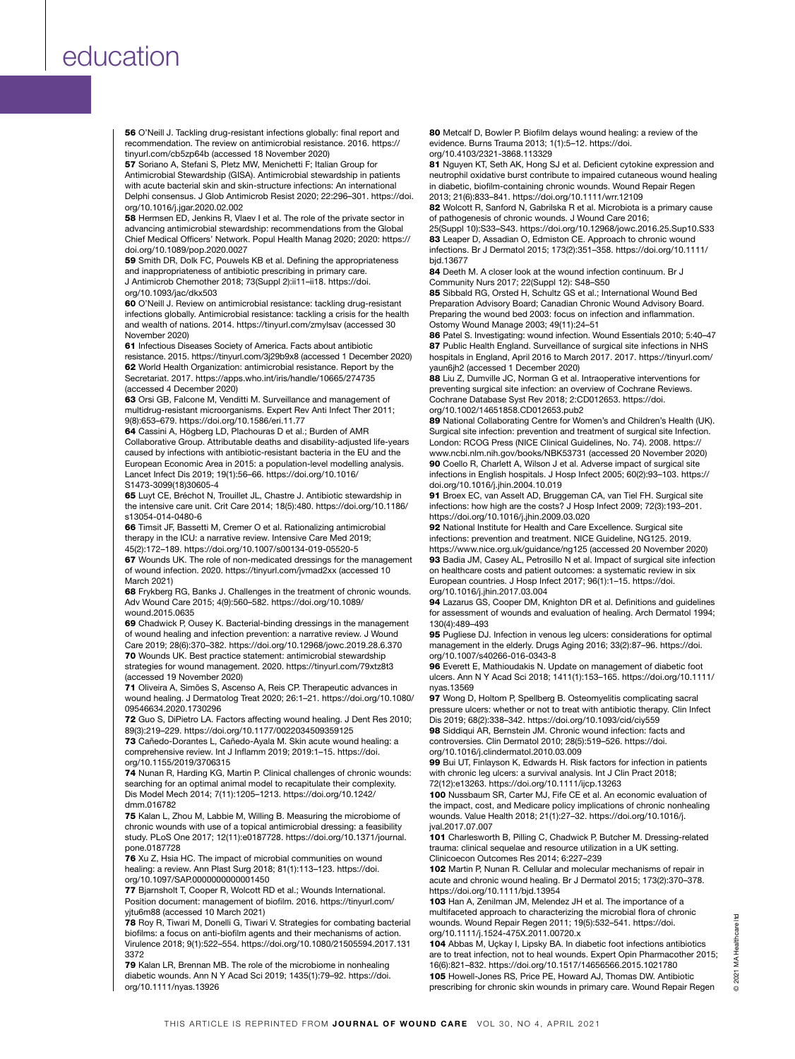56 O'Neill J. Tackling drug-resistant infections globally: final report and recommendation. The review on antimicrobial resistance. 2016. https://tinyurl.com/cb5zp64b (accessed 18 November 2020)

57 Soriano A, Stefani S, Pletz MW, Menichetti F; Italian Group for Antimicrobial Stewardship (GISA). Antimicrobial stewardship in patients with acute bacterial skin and skin-structure infections: An international Delphi consensus. J Glob Antimicrob Resist 2020; 22:296–301. https://doi.org/10.1016/j.jgar.2020.02.002

58 Hermsen ED, Jenkins R, Vlaev I et al. The role of the private sector in advancing antimicrobial stewardship: recommendations from the Global Chief Medical Officers' Network. Popul Health Manag 2020; 2020: https://doi.org/10.1089/pop.2020.0027

59 Smith DR, Dolk FC, Pouwels KB et al. Defining the appropriateness and inappropriateness of antibiotic prescribing in primary care. J Antimicrob Chemother 2018; 73(Suppl 2):ii11–ii18. https://doi.org/10.1093/jac/dkx503

60 O'Neill J. Review on antimicrobial resistance: tackling drug-resistant infections globally. Antimicrobial resistance: tackling a crisis for the health and wealth of nations. 2014. https://tinyurl.com/zmylsav (accessed 30 November 2020)

61 Infectious Diseases Society of America. Facts about antibiotic resistance. 2015. https://tinyurl.com/3j29b9x8 (accessed 1 December 2020)

62 World Health Organization: antimicrobial resistance. Report by the Secretariat. 2017. https://apps.who.int/iris/handle/10665/274735 (accessed 4 December 2020)

63 Orsi GB, Falcone M, Venditti M. Surveillance and management of multidrug-resistant microorganisms. Expert Rev Anti Infect Ther 2011; 9(8):653–679. https://doi.org/10.1586/eri.11.77

64 Cassini A, Högberg LD, Plachouras D et al.; Burden of AMR Collaborative Group. Attributable deaths and disability-adjusted life-years caused by infections with antibiotic-resistant bacteria in the EU and the European Economic Area in 2015: a population-level modelling analysis. Lancet Infect Dis 2019; 19(1):56–66. https://doi.org/10.1016/S1473-3099(18)30605-4

65 Luyt CE, Bréchot N, Trouillet JL, Chastre J. Antibiotic stewardship in the intensive care unit. Crit Care 2014; 18(5):480. https://doi.org/10.1186/s13054-014-0480-6

66 Timsit JF, Bassetti M, Cremer O et al. Rationalizing antimicrobial therapy in the ICU: a narrative review. Intensive Care Med 2019; 45(2):172–189. https://doi.org/10.1007/s00134-019-05520-5

67 Wounds UK. The role of non-medicated dressings for the management of wound infection. 2020. https://tinyurl.com/jvmad2xx (accessed 10 March 2021)

68 Frykberg RG, Banks J. Challenges in the treatment of chronic wounds. Adv Wound Care 2015; 4(9):560–582. https://doi.org/10.1089/wound.2015.0635

69 Chadwick P, Ousey K. Bacterial-binding dressings in the management of wound healing and infection prevention: a narrative review. J Wound Care 2019; 28(6):370–382. https://doi.org/10.12968/jowc.2019.28.6.370

70 Wounds UK. Best practice statement: antimicrobial stewardship strategies for wound management. 2020. https://tinyurl.com/79xtz8t3 (accessed 19 November 2020)

71 Oliveira A, Simões S, Ascenso A, Reis CP. Therapeutic advances in wound healing. J Dermatolog Treat 2020; 26:1–21. https://doi.org/10.1080/09546634.2020.1730296

72 Guo S, DiPietro LA. Factors affecting wound healing. J Dent Res 2010; 89(3):219–229. https://doi.org/10.1177/0022034509359125

73 Cañedo-Dorantes L, Cañedo-Ayala M. Skin acute wound healing: a comprehensive review. Int J Inflamm 2019; 2019:1–15. https://doi.org/10.1155/2019/3706315

74 Nunan R, Harding KG, Martin P. Clinical challenges of chronic wounds: searching for an optimal animal model to recapitulate their complexity. Dis Model Mech 2014; 7(11):1205–1213. https://doi.org/10.1242/dmm.016782

75 Kalan L, Zhou M, Labbie M, Willing B. Measuring the microbiome of chronic wounds with use of a topical antimicrobial dressing: a feasibility study. PLoS One 2017; 12(11):e0187728. https://doi.org/10.1371/journal.pone.0187728

76 Xu Z, Hsia HC. The impact of microbial communities on wound healing: a review. Ann Plast Surg 2018; 81(1):113–123. https://doi.org/10.1097/SAP.0000000000001450

77 Bjarnsholt T, Cooper R, Wolcott RD et al.; Wounds International. Position document: management of biofilm. 2016. https://tinyurl.com/yjtu6m88 (accessed 10 March 2021)

78 Roy R, Tiwari M, Donelli G, Tiwari V. Strategies for combating bacterial biofilms: a focus on anti-biofilm agents and their mechanisms of action. Virulence 2018; 9(1):522–554. https://doi.org/10.1080/21505594.2017.1313372

79 Kalan LR, Brennan MB. The role of the microbiome in nonhealing diabetic wounds. Ann N Y Acad Sci 2019; 1435(1):79–92. https://doi.org/10.1111/nyas.13926

80 Metcalf D, Bowler P. Biofilm delays wound healing: a review of the evidence. Burns Trauma 2013; 1(1):5–12. https://doi.org/10.4103/2321-3868.113329

81 Nguyen KT, Seth AK, Hong SJ et al. Deficient cytokine expression and neutrophil oxidative burst contribute to impaired cutaneous wound healing in diabetic, biofilm-containing chronic wounds. Wound Repair Regen 2013; 21(6):833–841. https://doi.org/10.1111/wrr.12109

82 Wolcott R, Sanford N, Gabrilska R et al. Microbiota is a primary cause of pathogenesis of chronic wounds. J Wound Care 2016; 25(Suppl 10):S33–S43. https://doi.org/10.12968/jowc.2016.25.Sup10.S33

83 Leaper D, Assadian O, Edmiston CE. Approach to chronic wound infections. Br J Dermatol 2015; 173(2):351–358. https://doi.org/10.1111/bjd.13677

84 Deeth M. A closer look at the wound infection continuum. Br J Community Nurs 2017; 22(Suppl 12): S48–S50

85 Sibbald RG, Orsted H, Schultz GS et al.; International Wound Bed Preparation Advisory Board; Canadian Chronic Wound Advisory Board. Preparing the wound bed 2003: focus on infection and inflammation. Ostomy Wound Manage 2003; 49(11):24–51

86 Patel S. Investigating: wound infection. Wound Essentials 2010; 5:40–47

87 Public Health England. Surveillance of surgical site infections in NHS hospitals in England, April 2016 to March 2017. 2017. https://tinyurl.com/yaun6jh2 (accessed 1 December 2020)

88 Liu Z, Dumville JC, Norman G et al. Intraoperative interventions for preventing surgical site infection: an overview of Cochrane Reviews. Cochrane Database Syst Rev 2018; 2:CD012653. https://doi.org/10.1002/14651858.CD012653.pub2

89 National Collaborating Centre for Women's and Children's Health (UK). Surgical site infection: prevention and treatment of surgical site Infection. London: RCOG Press (NICE Clinical Guidelines, No. 74). 2008. https://www.ncbi.nlm.nih.gov/books/NBK53731 (accessed 20 November 2020)

90 Coello R, Charlett A, Wilson J et al. Adverse impact of surgical site infections in English hospitals. J Hosp Infect 2005; 60(2):93–103. https://doi.org/10.1016/j.jhin.2004.10.019

91 Broex EC, van Asselt AD, Bruggeman CA, van Tiel FH. Surgical site infections: how high are the costs? J Hosp Infect 2009; 72(3):193–201. https://doi.org/10.1016/j.jhin.2009.03.020

92 National Institute for Health and Care Excellence. Surgical site infections: prevention and treatment. NICE Guideline, NG125. 2019. https://www.nice.org.uk/guidance/ng125 (accessed 20 November 2020)

93 Badia JM, Casey AL, Petrosillo N et al. Impact of surgical site infection on healthcare costs and patient outcomes: a systematic review in six European countries. J Hosp Infect 2017; 96(1):1–15. https://doi.org/10.1016/j.jhin.2017.03.004

94 Lazarus GS, Cooper DM, Knighton DR et al. Definitions and guidelines for assessment of wounds and evaluation of healing. Arch Dermatol 1994; 130(4):489–493

95 Pugliese DJ. Infection in venous leg ulcers: considerations for optimal management in the elderly. Drugs Aging 2016; 33(2):87–96. https://doi.org/10.1007/s40266-016-0343-8

96 Everett E, Mathioudakis N. Update on management of diabetic foot ulcers. Ann N Y Acad Sci 2018; 1411(1):153–165. https://doi.org/10.1111/nyas.13569

97 Wong D, Holtom P, Spellberg B. Osteomyelitis complicating sacral pressure ulcers: whether or not to treat with antibiotic therapy. Clin Infect Dis 2019; 68(2):338–342. https://doi.org/10.1093/cid/ciy559

98 Siddiqui AR, Bernstein JM. Chronic wound infection: facts and controversies. Clin Dermatol 2010; 28(5):519–526. https://doi.org/10.1016/j.clindermatol.2010.03.009

99 Bui UT, Finlayson K, Edwards H. Risk factors for infection in patients with chronic leg ulcers: a survival analysis. Int J Clin Pract 2018; 72(12):e13263. https://doi.org/10.1111/ijcp.13263

100 Nussbaum SR, Carter MJ, Fife CE et al. An economic evaluation of the impact, cost, and Medicare policy implications of chronic nonhealing wounds. Value Health 2018; 21(1):27–32. https://doi.org/10.1016/j.jval.2017.07.007

101 Charlesworth B, Pilling C, Chadwick P, Butcher M. Dressing-related trauma: clinical sequelae and resource utilization in a UK setting. Clinicoecon Outcomes Res 2014; 6:227–239

102 Martin P, Nunan R. Cellular and molecular mechanisms of repair in acute and chronic wound healing. Br J Dermatol 2015; 173(2):370–378. https://doi.org/10.1111/bjd.13954

103 Han A, Zenilman JM, Melendez JH et al. The importance of a multifaceted approach to characterizing the microbial flora of chronic wounds. Wound Repair Regen 2011; 19(5):532–541. https://doi.org/10.1111/j.1524-475X.2011.00720.x

104 Abbas M, Uçkay I, Lipsky BA. In diabetic foot infections antibiotics are to treat infection, not to heal wounds. Expert Opin Pharmacother 2015; 16(6):821–832. https://doi.org/10.1517/14656566.2015.1021780

105 Howell-Jones RS, Price PE, Howard AJ, Thomas DW. Antibiotic prescribing for chronic skin wounds in primary care. Wound Repair Regen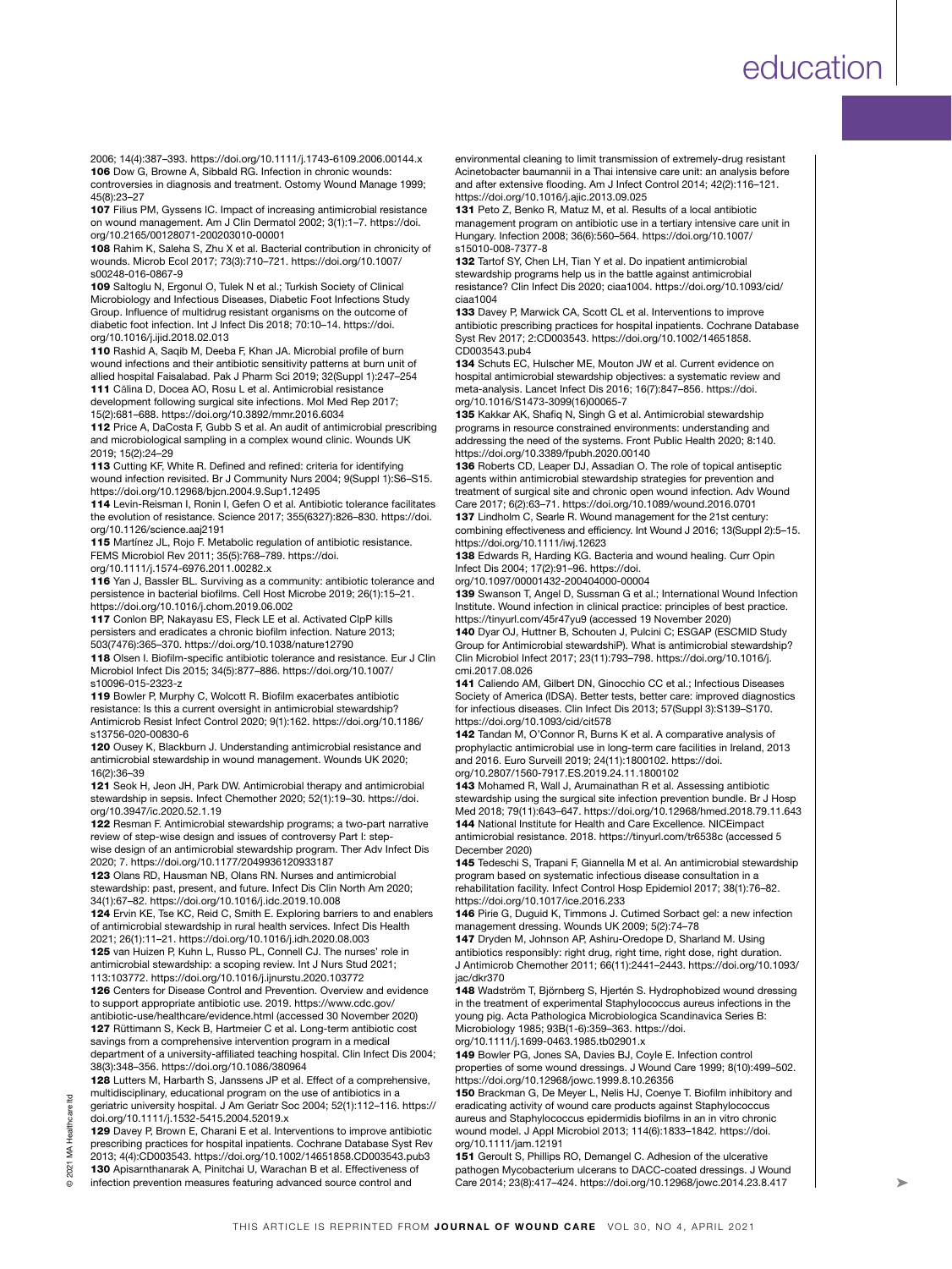2006; 14(4):387–393. https://doi.org/10.1111/j.1743-6109.2006.00144.x

**106** Dow G, Browne A, Sibbald RG. Infection in chronic wounds: controversies in diagnosis and treatment. Ostomy Wound Manage 1999; 45(8):23–27

**107** Filius PM, Gyssens IC. Impact of increasing antimicrobial resistance on wound management. Am J Clin Dermatol 2002; 3(1):1–7. https://doi.org/10.2165/00128071-200203010-00001

**108** Rahim K, Saleha S, Zhu X et al. Bacterial contribution in chronicity of wounds. Microb Ecol 2017; 73(3):710–721. https://doi.org/10.1007/s00248-016-0867-9

**109** Saltoglu N, Ergonul O, Tulek N et al.; Turkish Society of Clinical Microbiology and Infectious Diseases, Diabetic Foot Infections Study Group. Influence of multidrug resistant organisms on the outcome of diabetic foot infection. Int J Infect Dis 2018; 70:10–14. https://doi.org/10.1016/j.ijid.2018.02.013

**110** Rashid A, Saqib M, Deeba F, Khan JA. Microbial profile of burn wound infections and their antibiotic sensitivity patterns at burn unit of allied hospital Faisalabad. Pak J Pharm Sci 2019; 32(Suppl 1):247–254

**111** Călina D, Docea AO, Rosu L et al. Antimicrobial resistance development following surgical site infections. Mol Med Rep 2017; 15(2):681–688. https://doi.org/10.3892/mmr.2016.6034

**112** Price A, DaCosta F, Gubb S et al. An audit of antimicrobial prescribing and microbiological sampling in a complex wound clinic. Wounds UK 2019; 15(2):24–29

**113** Cutting KF, White R. Defined and refined: criteria for identifying wound infection revisited. Br J Community Nurs 2004; 9(Suppl 1):S6–S15. https://doi.org/10.12968/bjcn.2004.9.Sup1.12495

**114** Levin-Reisman I, Ronin I, Gefen O et al. Antibiotic tolerance facilitates the evolution of resistance. Science 2017; 355(6327):826–830. https://doi.org/10.1126/science.aaj2191

**115** Martínez JL, Rojo F. Metabolic regulation of antibiotic resistance. FEMS Microbiol Rev 2011; 35(5):768–789. https://doi.org/10.1111/j.1574-6976.2011.00282.x

**116** Yan J, Bassler BL. Surviving as a community: antibiotic tolerance and persistence in bacterial biofilms. Cell Host Microbe 2019; 26(1):15–21. https://doi.org/10.1016/j.chom.2019.06.002

**117** Conlon BP, Nakayasu ES, Fleck LE et al. Activated ClpP kills persisters and eradicates a chronic biofilm infection. Nature 2013; 503(7476):365–370. https://doi.org/10.1038/nature12790

**118** Olsen I. Biofilm-specific antibiotic tolerance and resistance. Eur J Clin Microbiol Infect Dis 2015; 34(5):877–886. https://doi.org/10.1007/s10096-015-2323-z

**119** Bowler P, Murphy C, Wolcott R. Biofilm exacerbates antibiotic resistance: Is this a current oversight in antimicrobial stewardship? Antimicrob Resist Infect Control 2020; 9(1):162. https://doi.org/10.1186/s13756-020-00830-6

**120** Ousey K, Blackburn J. Understanding antimicrobial resistance and antimicrobial stewardship in wound management. Wounds UK 2020; 16(2):36–39

**121** Seok H, Jeon JH, Park DW. Antimicrobial therapy and antimicrobial stewardship in sepsis. Infect Chemother 2020; 52(1):19–30. https://doi.org/10.3947/ic.2020.52.1.19

**122** Resman F. Antimicrobial stewardship programs; a two-part narrative review of step-wise design and issues of controversy Part I: step-wise design of an antimicrobial stewardship program. Ther Adv Infect Dis 2020; 7. https://doi.org/10.1177/2049936120933187

**123** Olans RD, Hausman NB, Olans RN. Nurses and antimicrobial stewardship: past, present, and future. Infect Dis Clin North Am 2020; 34(1):67–82. https://doi.org/10.1016/j.idc.2019.10.008

**124** Ervin KE, Tse KC, Reid C, Smith E. Exploring barriers to and enablers of antimicrobial stewardship in rural health services. Infect Dis Health 2021; 26(1):11–21. https://doi.org/10.1016/j.idh.2020.08.003

**125** van Huizen P, Kuhn L, Russo PL, Connell CJ. The nurses' role in antimicrobial stewardship: a scoping review. Int J Nurs Stud 2021; 113:103772. https://doi.org/10.1016/j.ijnurstu.2020.103772

**126** Centers for Disease Control and Prevention. Overview and evidence to support appropriate antibiotic use. 2019. https://www.cdc.gov/antibiotic-use/healthcare/evidence.html (accessed 30 November 2020)

**127** Rüttimann S, Keck B, Hartmeier C et al. Long-term antibiotic cost savings from a comprehensive intervention program in a medical department of a university-affiliated teaching hospital. Clin Infect Dis 2004; 38(3):348–356. https://doi.org/10.1086/380964

**128** Lutters M, Harbarth S, Janssens JP et al. Effect of a comprehensive, multidisciplinary, educational program on the use of antibiotics in a geriatric university hospital. J Am Geriatr Soc 2004; 52(1):112–116. https://doi.org/10.1111/j.1532-5415.2004.52019.x

**129** Davey P, Brown E, Charani E et al. Interventions to improve antibiotic prescribing practices for hospital inpatients. Cochrane Database Syst Rev 2013; 4(4):CD003543. https://doi.org/10.1002/14651858.CD003543.pub3

**130** Apisarnthanarak A, Pinitchai U, Warachan B et al. Effectiveness of infection prevention measures featuring advanced source control and environmental cleaning to limit transmission of extremely-drug resistant Acinetobacter baumannii in a Thai intensive care unit: an analysis before and after extensive flooding. Am J Infect Control 2014; 42(2):116–121. https://doi.org/10.1016/j.ajic.2013.09.025

**131** Peto Z, Benko R, Matuz M, et al. Results of a local antibiotic management program on antibiotic use in a tertiary intensive care unit in Hungary. Infection 2008; 36(6):560–564. https://doi.org/10.1007/s15010-008-7377-8

**132** Tartof SY, Chen LH, Tian Y et al. Do inpatient antimicrobial stewardship programs help us in the battle against antimicrobial resistance? Clin Infect Dis 2020; ciaa1004. https://doi.org/10.1093/cid/ciaa1004

**133** Davey P, Marwick CA, Scott CL et al. Interventions to improve antibiotic prescribing practices for hospital inpatients. Cochrane Database Syst Rev 2017; 2:CD003543. https://doi.org/10.1002/14651858.CD003543.pub4

**134** Schuts EC, Hulscher ME, Mouton JW et al. Current evidence on hospital antimicrobial stewardship objectives: a systematic review and meta-analysis. Lancet Infect Dis 2016; 16(7):847–856. https://doi.org/10.1016/S1473-3099(16)00065-7

**135** Kakkar AK, Shafiq N, Singh G et al. Antimicrobial stewardship programs in resource constrained environments: understanding and addressing the need of the systems. Front Public Health 2020; 8:140. https://doi.org/10.3389/fpubh.2020.00140

**136** Roberts CD, Leaper DJ, Assadian O. The role of topical antiseptic agents within antimicrobial stewardship strategies for prevention and treatment of surgical site and chronic open wound infection. Adv Wound Care 2017; 6(2):63–71. https://doi.org/10.1089/wound.2016.0701

**137** Lindholm C, Searle R. Wound management for the 21st century: combining effectiveness and efficiency. Int Wound J 2016; 13(Suppl 2):5–15. https://doi.org/10.1111/iwj.12623

**138** Edwards R, Harding KG. Bacteria and wound healing. Curr Opin Infect Dis 2004; 17(2):91–96. https://doi.org/10.1097/00001432-200404000-00004

**139** Swanson T, Angel D, Sussman G et al.; International Wound Infection Institute. Wound infection in clinical practice: principles of best practice. https://tinyurl.com/45r47yu9 (accessed 19 November 2020)

**140** Dyar OJ, Huttner B, Schouten J, Pulcini C; ESGAP (ESCMID Study Group for Antimicrobial stewardshiP). What is antimicrobial stewardship? Clin Microbiol Infect 2017; 23(11):793–798. https://doi.org/10.1016/j.cmi.2017.08.026

**141** Caliendo AM, Gilbert DN, Ginocchio CC et al.; Infectious Diseases Society of America (IDSA). Better tests, better care: improved diagnostics for infectious diseases. Clin Infect Dis 2013; 57(Suppl 3):S139–S170. https://doi.org/10.1093/cid/cit578

**142** Tandan M, O'Connor R, Burns K et al. A comparative analysis of prophylactic antimicrobial use in long-term care facilities in Ireland, 2013 and 2016. Euro Surveill 2019; 24(11):1800102. https://doi.org/10.2807/1560-7917.ES.2019.24.11.1800102

**143** Mohamed R, Wall J, Arumainathan R et al. Assessing antibiotic stewardship using the surgical site infection prevention bundle. Br J Hosp Med 2018; 79(11):643–647. https://doi.org/10.12968/hmed.2018.79.11.643

**144** National Institute for Health and Care Excellence. NICEimpact antimicrobial resistance. 2018. https://tinyurl.com/tr6538c (accessed 5 December 2020)

**145** Tedeschi S, Trapani F, Giannella M et al. An antimicrobial stewardship program based on systematic infectious disease consultation in a rehabilitation facility. Infect Control Hosp Epidemiol 2017; 38(1):76–82. https://doi.org/10.1017/ice.2016.233

**146** Pirie G, Duguid K, Timmons J. Cutimed Sorbact gel: a new infection management dressing. Wounds UK 2009; 5(2):74–78

**147** Dryden M, Johnson AP, Ashiru-Oredope D, Sharland M. Using antibiotics responsibly: right drug, right time, right dose, right duration. J Antimicrob Chemother 2011; 66(11):2441–2443. https://doi.org/10.1093/jac/dkr370

**148** Wadström T, Björnberg S, Hjertén S. Hydrophobized wound dressing in the treatment of experimental Staphylococcus aureus infections in the young pig. Acta Pathologica Microbiologica Scandinavica Series B: Microbiology 1985; 93B(1-6):359–363. https://doi.org/10.1111/j.1699-0463.1985.tb02901.x

**149** Bowler PG, Jones SA, Davies BJ, Coyle E. Infection control properties of some wound dressings. J Wound Care 1999; 8(10):499–502. https://doi.org/10.12968/jowc.1999.8.10.26356

**150** Brackman G, De Meyer L, Nelis HJ, Coenye T. Biofilm inhibitory and eradicating activity of wound care products against Staphylococcus aureus and Staphylococcus epidermidis biofilms in an in vitro chronic wound model. J Appl Microbiol 2013; 114(6):1833–1842. https://doi.org/10.1111/jam.12191

**151** Geroult S, Phillips RO, Demangel C. Adhesion of the ulcerative pathogen Mycobacterium ulcerans to DACC-coated dressings. J Wound Care 2014; 23(8):417–424. https://doi.org/10.12968/jowc.2014.23.8.417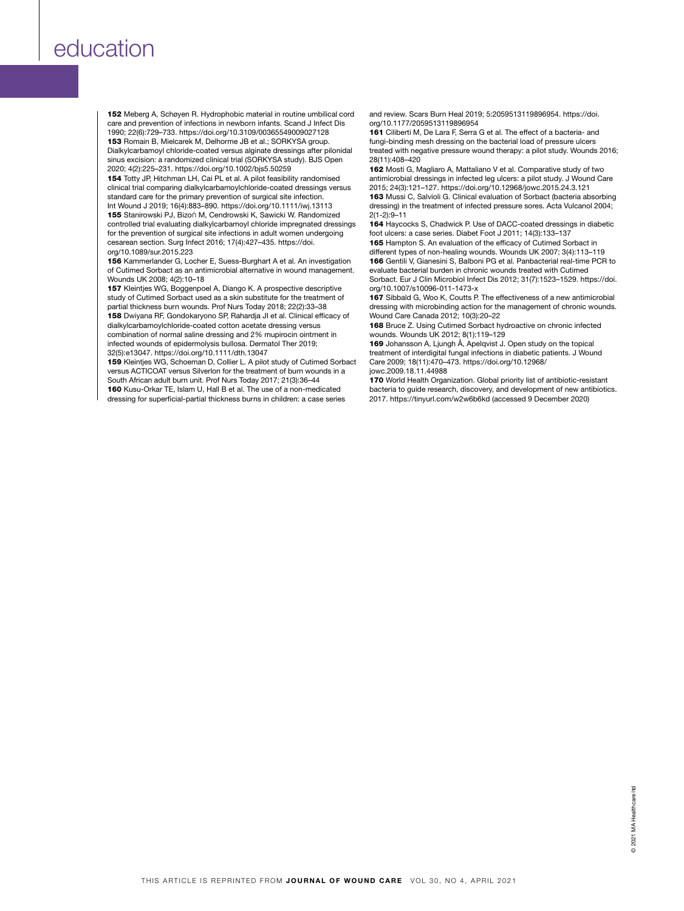152 Meberg A, Schøyen R. Hydrophobic material in routine umbilical cord care and prevention of infections in newborn infants. Scand J Infect Dis 1990; 22(6):729–733. https://doi.org/10.3109/00365549009027128

153 Romain B, Mielcarek M, Delhorme JB et al.; SORKYSA group. Dialkylcarbamoyl chloride-coated versus alginate dressings after pilonidal sinus excision: a randomized clinical trial (SORKYSA study). BJS Open 2020; 4(2):225–231. https://doi.org/10.1002/bjs5.50259

154 Totty JP, Hitchman LH, Cai PL et al. A pilot feasibility randomised clinical trial comparing dialkylcarbamoylchloride-coated dressings versus standard care for the primary prevention of surgical site infection. Int Wound J 2019; 16(4):883–890. https://doi.org/10.1111/iwj.13113

155 Stanirowski PJ, Bizoń M, Cendrowski K, Sawicki W. Randomized controlled trial evaluating dialkylcarbamoyl chloride impregnated dressings for the prevention of surgical site infections in adult women undergoing cesarean section. Surg Infect 2016; 17(4):427–435. https://doi.org/10.1089/sur.2015.223

156 Kammerlander G, Locher E, Suess-Burghart A et al. An investigation of Cutimed Sorbact as an antimicrobial alternative in wound management. Wounds UK 2008; 4(2):10–18

157 Kleintjes WG, Boggenpoel A, Diango K. A prospective descriptive study of Cutimed Sorbact used as a skin substitute for the treatment of partial thickness burn wounds. Prof Nurs Today 2018; 22(2):33–38

158 Dwiyana RF, Gondokaryono SP, Rahardja JI et al. Clinical efficacy of dialkylcarbamoylchloride-coated cotton acetate dressing versus combination of normal saline dressing and 2% mupirocin ointment in infected wounds of epidermolysis bullosa. Dermatol Ther 2019; 32(5):e13047. https://doi.org/10.1111/dth.13047

159 Kleintjes WG, Schoeman D, Collier L. A pilot study of Cutimed Sorbact versus ACTICOAT versus Silverlon for the treatment of burn wounds in a South African adult burn unit. Prof Nurs Today 2017; 21(3):36–44

160 Kusu-Orkar TE, Islam U, Hall B et al. The use of a non-medicated dressing for superficial-partial thickness burns in children: a case series and review. Scars Burn Heal 2019; 5:2059513119896954. https://doi.org/10.1177/2059513119896954

161 Ciliberti M, De Lara F, Serra G et al. The effect of a bacteria- and fungi-binding mesh dressing on the bacterial load of pressure ulcers treated with negative pressure wound therapy: a pilot study. Wounds 2016; 28(11):408–420

162 Mosti G, Magliaro A, Mattaliano V et al. Comparative study of two antimicrobial dressings in infected leg ulcers: a pilot study. J Wound Care 2015; 24(3):121–127. https://doi.org/10.12968/jowc.2015.24.3.121

163 Mussi C, Salvioli G. Clinical evaluation of Sorbact (bacteria absorbing dressing) in the treatment of infected pressure sores. Acta Vulcanol 2004; 2(1-2):9–11

164 Haycocks S, Chadwick P. Use of DACC-coated dressings in diabetic foot ulcers: a case series. Diabet Foot J 2011; 14(3):133–137

165 Hampton S. An evaluation of the efficacy of Cutimed Sorbact in different types of non-healing wounds. Wounds UK 2007; 3(4):113–119

166 Gentili V, Gianesini S, Balboni PG et al. Panbacterial real-time PCR to evaluate bacterial burden in chronic wounds treated with Cutimed Sorbact. Eur J Clin Microbiol Infect Dis 2012; 31(7):1523–1529. https://doi.org/10.1007/s10096-011-1473-x

167 Sibbald G, Woo K, Coutts P. The effectiveness of a new antimicrobial dressing with microbinding action for the management of chronic wounds. Wound Care Canada 2012; 10(3):20–22

168 Bruce Z. Using Cutimed Sorbact hydroactive on chronic infected wounds. Wounds UK 2012; 8(1):119–129

169 Johansson A, Ljungh Å, Apelqvist J. Open study on the topical treatment of interdigital fungal infections in diabetic patients. J Wound Care 2009; 18(11):470–473. https://doi.org/10.12968/jowc.2009.18.11.44988

170 World Health Organization. Global priority list of antibiotic-resistant bacteria to guide research, discovery, and development of new antibiotics. 2017. https://tinyurl.com/w2w6b6kd (accessed 9 December 2020)